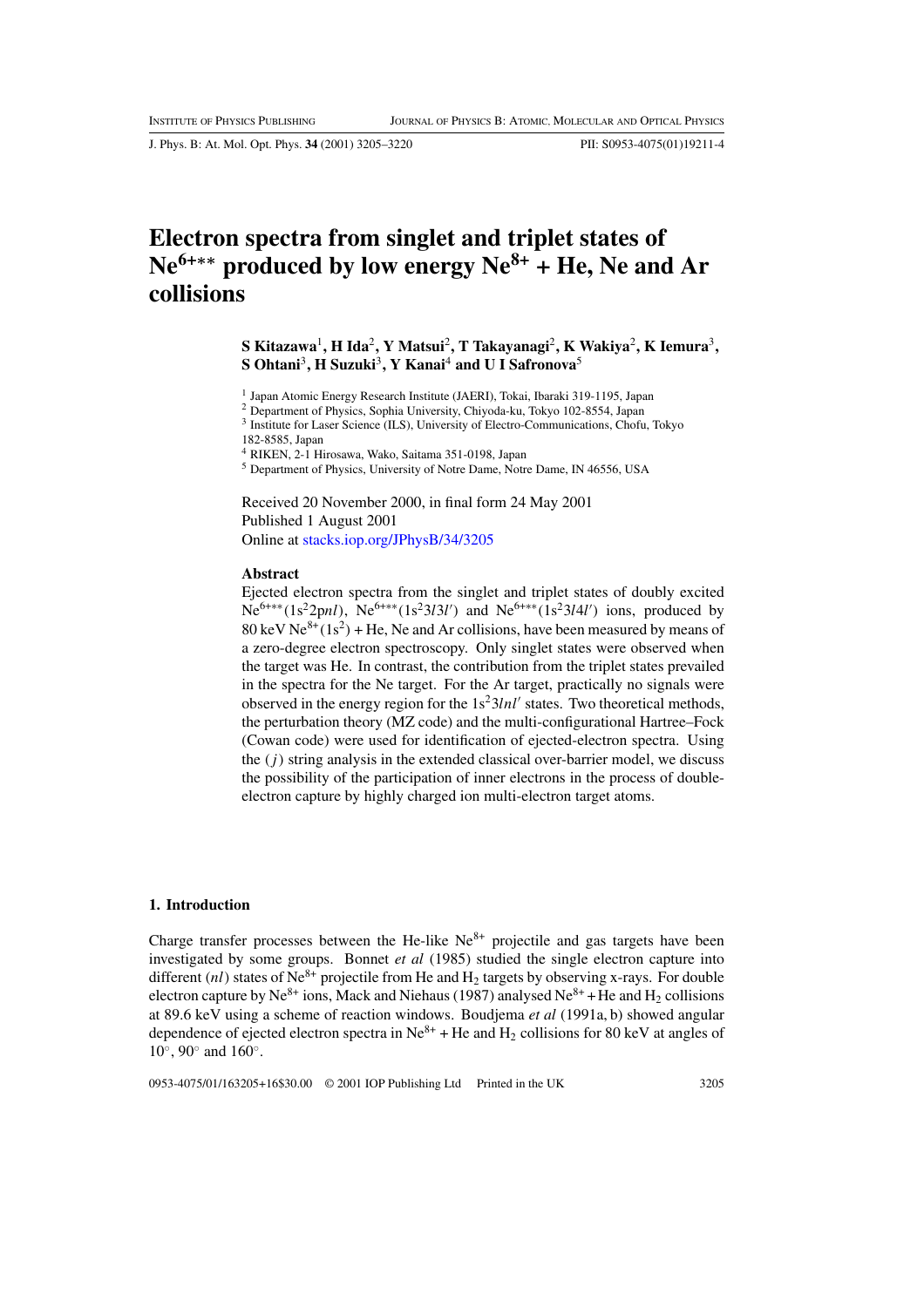# Electron spectra from singlet and triplet states of $Ne^{6+**}$ produced by low energy $Ne^{8+}$ + He, Ne and Ar collisions

**S Kitazawa[1], H Ida[2], Y Matsui[2], T Takayanagi[2], K Wakiya[2], K Iemura[3], S Ohtani[3], H Suzuki[3], Y Kanai[4] and U I Safronova[5]**

[1] Japan Atomic Energy Research Institute (JAERI), Tokai, Ibaraki 319-1195, Japan
[2] Department of Physics, Sophia University, Chiyoda-ku, Tokyo 102-8554, Japan
[3] Institute for Laser Science (ILS), University of Electro-Communications, Chofu, Tokyo 182-8585, Japan
[4] RIKEN, 2-1 Hirosawa, Wako, Saitama 351-0198, Japan
[5] Department of Physics, University of Notre Dame, Notre Dame, IN 46556, USA

Received 20 November 2000, in final form 24 May 2001
Published 1 August 2001
Online at stacks.iop.org/JPhysB/34/3205

### Abstract

Ejected electron spectra from the singlet and triplet states of doubly excited $Ne^{6+**}(1s^2 2pnl)$, $Ne^{6+**}(1s^2 3l3l')$ and $Ne^{6+**}(1s^2 3l4l')$ ions, produced by 80 keV $Ne^{8+}(1s^2)$ + He, Ne and Ar collisions, have been measured by means of a zero-degree electron spectroscopy. Only singlet states were observed when the target was He. In contrast, the contribution from the triplet states prevailed in the spectra for the Ne target. For the Ar target, practically no signals were observed in the energy region for the $1s^2 3lnl'$ states. Two theoretical methods, the perturbation theory (MZ code) and the multi-configurational Hartree–Fock (Cowan code) were used for identification of ejected-electron spectra. Using the $(j)$ string analysis in the extended classical over-barrier model, we discuss the possibility of the participation of inner electrons in the process of double-electron capture by highly charged ion multi-electron target atoms.

## 1. Introduction

Charge transfer processes between the He-like $Ne^{8+}$ projectile and gas targets have been investigated by some groups. Bonnet *et al* (1985) studied the single electron capture into different $(nl)$ states of $Ne^{8+}$ projectile from He and $H_2$ targets by observing x-rays. For double electron capture by $Ne^{8+}$ ions, Mack and Niehaus (1987) analysed $Ne^{8+}$ + He and $H_2$ collisions at 89.6 keV using a scheme of reaction windows. Boudjema *et al* (1991a, b) showed angular dependence of ejected electron spectra in $Ne^{8+}$ + He and $H_2$ collisions for 80 keV at angles of 10°, 90° and 160°.

0953-4075/01/163205+16$30.00 © 2001 IOP Publishing Ltd Printed in the UK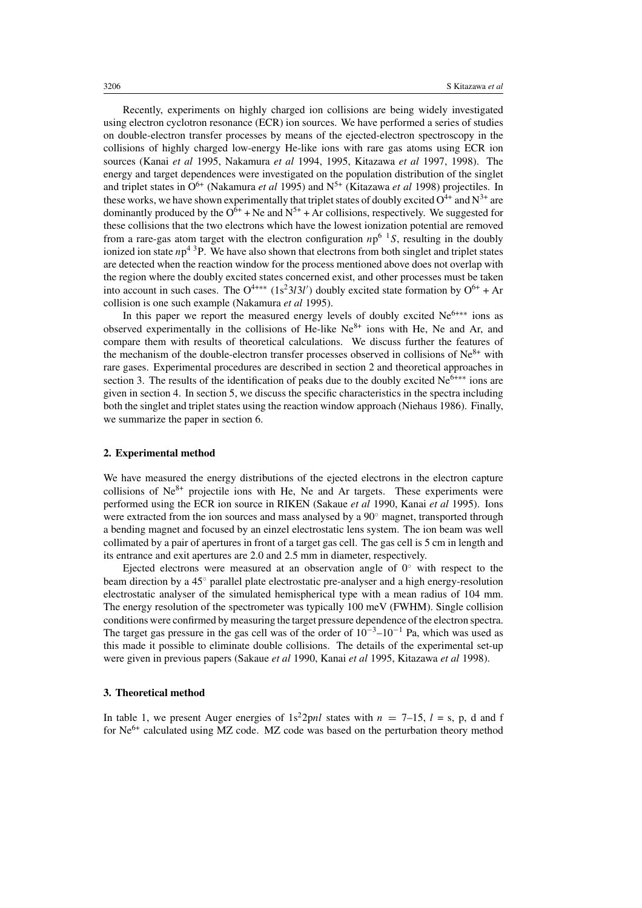Recently, experiments on highly charged ion collisions are being widely investigated using electron cyclotron resonance (ECR) ion sources. We have performed a series of studies on double-electron transfer processes by means of the ejected-electron spectroscopy in the collisions of highly charged low-energy He-like ions with rare gas atoms using ECR ion sources (Kanai *et al* 1995, Nakamura *et al* 1994, 1995, Kitazawa *et al* 1997, 1998). The energy and target dependences were investigated on the population distribution of the singlet and triplet states in $O^{6+}$ (Nakamura *et al* 1995) and $N^{5+}$ (Kitazawa *et al* 1998) projectiles. In these works, we have shown experimentally that triplet states of doubly excited $O^{4+}$ and $N^{3+}$ are dominantly produced by the $O^{6+}$ + Ne and $N^{5+}$ + Ar collisions, respectively. We suggested for these collisions that the two electrons which have the lowest ionization potential are removed from a rare-gas atom target with the electron configuration $n\mathrm{p}^6\ {}^1S$, resulting in the doubly ionized ion state $n\mathrm{p}^4\ {}^3\mathrm{P}$. We have also shown that electrons from both singlet and triplet states are detected when the reaction window for the process mentioned above does not overlap with the region where the doubly excited states concerned exist, and other processes must be taken into account in such cases. The $O^{4+**}$ ($1\mathrm{s}^2 3l3l'$) doubly excited state formation by $O^{6+}$ + Ar collision is one such example (Nakamura *et al* 1995).

In this paper we report the measured energy levels of doubly excited $\mathrm{Ne}^{6+**}$ ions as observed experimentally in the collisions of He-like $\mathrm{Ne}^{8+}$ ions with He, Ne and Ar, and compare them with results of theoretical calculations. We discuss further the features of the mechanism of the double-electron transfer processes observed in collisions of $\mathrm{Ne}^{8+}$ with rare gases. Experimental procedures are described in section 2 and theoretical approaches in section 3. The results of the identification of peaks due to the doubly excited $\mathrm{Ne}^{6+**}$ ions are given in section 4. In section 5, we discuss the specific characteristics in the spectra including both the singlet and triplet states using the reaction window approach (Niehaus 1986). Finally, we summarize the paper in section 6.

## 2. Experimental method

We have measured the energy distributions of the ejected electrons in the electron capture collisions of $\mathrm{Ne}^{8+}$ projectile ions with He, Ne and Ar targets. These experiments were performed using the ECR ion source in RIKEN (Sakaue *et al* 1990, Kanai *et al* 1995). Ions were extracted from the ion sources and mass analysed by a 90° magnet, transported through a bending magnet and focused by an einzel electrostatic lens system. The ion beam was well collimated by a pair of apertures in front of a target gas cell. The gas cell is 5 cm in length and its entrance and exit apertures are 2.0 and 2.5 mm in diameter, respectively.

Ejected electrons were measured at an observation angle of 0° with respect to the beam direction by a 45° parallel plate electrostatic pre-analyser and a high energy-resolution electrostatic analyser of the simulated hemispherical type with a mean radius of 104 mm. The energy resolution of the spectrometer was typically 100 meV (FWHM). Single collision conditions were confirmed by measuring the target pressure dependence of the electron spectra. The target gas pressure in the gas cell was of the order of $10^{-3}$–$10^{-1}$ Pa, which was used as this made it possible to eliminate double collisions. The details of the experimental set-up were given in previous papers (Sakaue *et al* 1990, Kanai *et al* 1995, Kitazawa *et al* 1998).

## 3. Theoretical method

In table 1, we present Auger energies of $1\mathrm{s}^2 2\mathrm{p}nl$ states with $n = 7$–15, $l$ = s, p, d and f for $\mathrm{Ne}^{6+}$ calculated using MZ code. MZ code was based on the perturbation theory method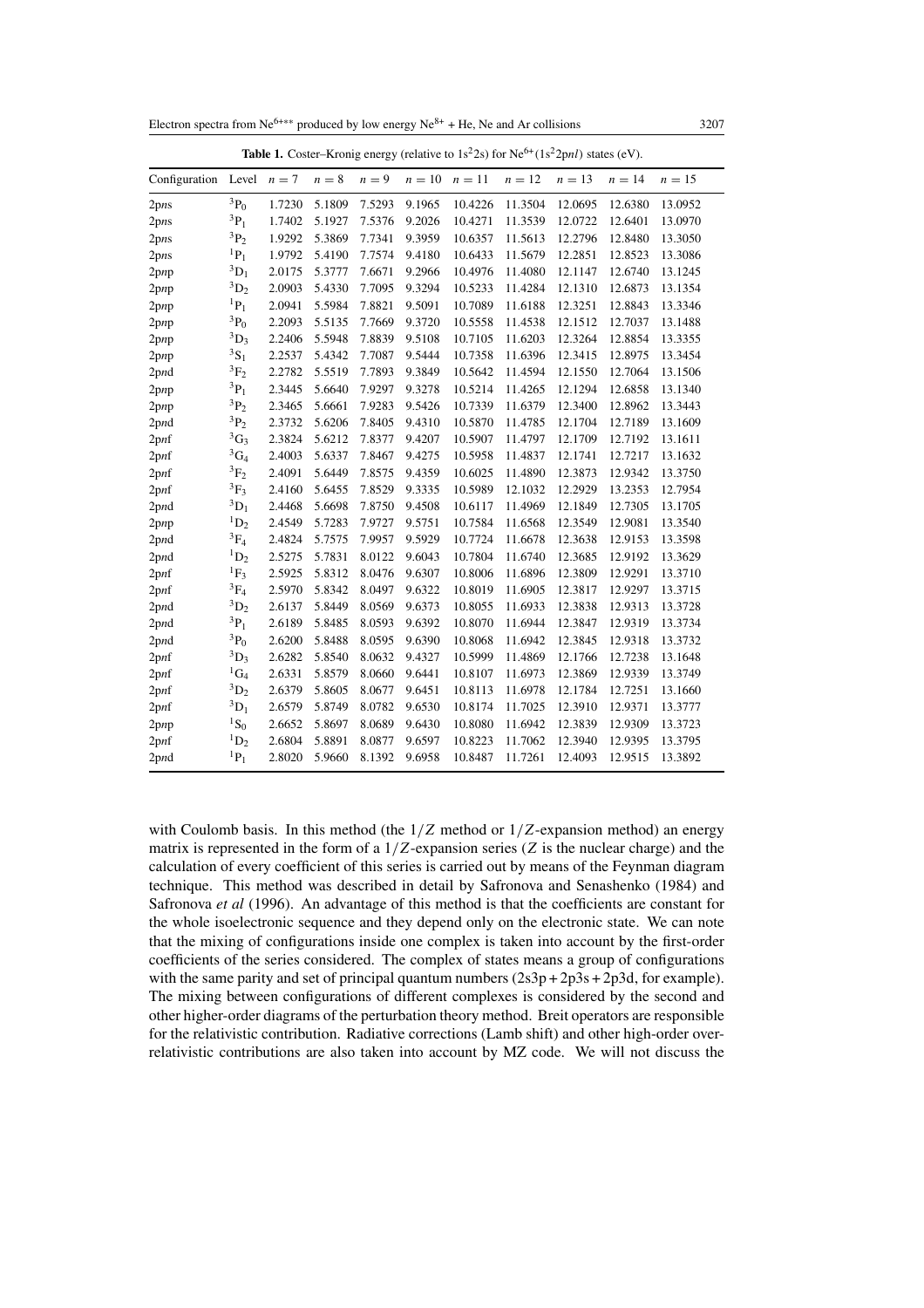**Table 1.** Coster–Kronig energy (relative to $1s^22s$) for $Ne^{6+}(1s^22pnl)$ states (eV).

| Configuration | Level | $n=7$ | $n=8$ | $n=9$ | $n=10$ | $n=11$ | $n=12$ | $n=13$ | $n=14$ | $n=15$ |
|---|---|---|---|---|---|---|---|---|---|---|
| 2p*n*s | $^3P_0$ | 1.7230 | 5.1809 | 7.5293 | 9.1965 | 10.4226 | 11.3504 | 12.0695 | 12.6380 | 13.0952 |
| 2p*n*s | $^3P_1$ | 1.7402 | 5.1927 | 7.5376 | 9.2026 | 10.4271 | 11.3539 | 12.0722 | 12.6401 | 13.0970 |
| 2p*n*s | $^3P_2$ | 1.9292 | 5.3869 | 7.7341 | 9.3959 | 10.6357 | 11.5613 | 12.2796 | 12.8480 | 13.3050 |
| 2p*n*s | $^1P_1$ | 1.9792 | 5.4190 | 7.7574 | 9.4180 | 10.6433 | 11.5679 | 12.2851 | 12.8523 | 13.3086 |
| 2p*n*p | $^3D_1$ | 2.0175 | 5.3777 | 7.6671 | 9.2966 | 10.4976 | 11.4080 | 12.1147 | 12.6740 | 13.1245 |
| 2p*n*p | $^3D_2$ | 2.0903 | 5.4330 | 7.7095 | 9.3294 | 10.5233 | 11.4284 | 12.1310 | 12.6873 | 13.1354 |
| 2p*n*p | $^1P_1$ | 2.0941 | 5.5984 | 7.8821 | 9.5091 | 10.7089 | 11.6188 | 12.3251 | 12.8843 | 13.3346 |
| 2p*n*p | $^3P_0$ | 2.2093 | 5.5135 | 7.7669 | 9.3720 | 10.5558 | 11.4538 | 12.1512 | 12.7037 | 13.1488 |
| 2p*n*p | $^3D_3$ | 2.2406 | 5.5948 | 7.8839 | 9.5108 | 10.7105 | 11.6203 | 12.3264 | 12.8854 | 13.3355 |
| 2p*n*p | $^3S_1$ | 2.2537 | 5.4342 | 7.7087 | 9.5444 | 10.7358 | 11.6396 | 12.3415 | 12.8975 | 13.3454 |
| 2p*n*d | $^3F_2$ | 2.2782 | 5.5519 | 7.7893 | 9.3849 | 10.5642 | 11.4594 | 12.1550 | 12.7064 | 13.1506 |
| 2p*n*p | $^3P_1$ | 2.3445 | 5.6640 | 7.9297 | 9.3278 | 10.5214 | 11.4265 | 12.1294 | 12.6858 | 13.1340 |
| 2p*n*p | $^3P_2$ | 2.3465 | 5.6661 | 7.9283 | 9.5426 | 10.7339 | 11.6379 | 12.3400 | 12.8962 | 13.3443 |
| 2p*n*d | $^3P_2$ | 2.3732 | 5.6206 | 7.8405 | 9.4310 | 10.5870 | 11.4785 | 12.1704 | 12.7189 | 13.1609 |
| 2p*n*f | $^3G_3$ | 2.3824 | 5.6212 | 7.8377 | 9.4207 | 10.5907 | 11.4797 | 12.1709 | 12.7192 | 13.1611 |
| 2p*n*f | $^3G_4$ | 2.4003 | 5.6337 | 7.8467 | 9.4275 | 10.5958 | 11.4837 | 12.1741 | 12.7217 | 13.1632 |
| 2p*n*f | $^3F_2$ | 2.4091 | 5.6449 | 7.8575 | 9.4359 | 10.6025 | 11.4890 | 12.3873 | 12.9342 | 13.3750 |
| 2p*n*f | $^3F_3$ | 2.4160 | 5.6455 | 7.8529 | 9.3335 | 10.5989 | 12.1032 | 12.2929 | 13.2353 | 12.7954 |
| 2p*n*d | $^3D_1$ | 2.4468 | 5.6698 | 7.8750 | 9.4508 | 10.6117 | 11.4969 | 12.1849 | 12.7305 | 13.1705 |
| 2p*n*p | $^1D_2$ | 2.4549 | 5.7283 | 7.9727 | 9.5751 | 10.7584 | 11.6568 | 12.3549 | 12.9081 | 13.3540 |
| 2p*n*d | $^3F_4$ | 2.4824 | 5.7575 | 7.9957 | 9.5929 | 10.7724 | 11.6678 | 12.3638 | 12.9153 | 13.3598 |
| 2p*n*d | $^1D_2$ | 2.5275 | 5.7831 | 8.0122 | 9.6043 | 10.7804 | 11.6740 | 12.3685 | 12.9192 | 13.3629 |
| 2p*n*f | $^1F_3$ | 2.5925 | 5.8312 | 8.0476 | 9.6307 | 10.8006 | 11.6896 | 12.3809 | 12.9291 | 13.3710 |
| 2p*n*f | $^3F_4$ | 2.5970 | 5.8342 | 8.0497 | 9.6322 | 10.8019 | 11.6905 | 12.3817 | 12.9297 | 13.3715 |
| 2p*n*d | $^3D_2$ | 2.6137 | 5.8449 | 8.0569 | 9.6373 | 10.8055 | 11.6933 | 12.3838 | 12.9313 | 13.3728 |
| 2p*n*d | $^3P_1$ | 2.6189 | 5.8485 | 8.0593 | 9.6392 | 10.8070 | 11.6944 | 12.3847 | 12.9319 | 13.3734 |
| 2p*n*d | $^3P_0$ | 2.6200 | 5.8488 | 8.0595 | 9.6390 | 10.8068 | 11.6942 | 12.3845 | 12.9318 | 13.3732 |
| 2p*n*f | $^3D_3$ | 2.6282 | 5.8540 | 8.0632 | 9.4327 | 10.5999 | 11.4869 | 12.1766 | 12.7238 | 13.1648 |
| 2p*n*f | $^1G_4$ | 2.6331 | 5.8579 | 8.0660 | 9.6441 | 10.8107 | 11.6973 | 12.3869 | 12.9339 | 13.3749 |
| 2p*n*f | $^3D_2$ | 2.6379 | 5.8605 | 8.0677 | 9.6451 | 10.8113 | 11.6978 | 12.1784 | 12.7251 | 13.1660 |
| 2p*n*f | $^3D_1$ | 2.6579 | 5.8749 | 8.0782 | 9.6530 | 10.8174 | 11.7025 | 12.3910 | 12.9371 | 13.3777 |
| 2p*n*p | $^1S_0$ | 2.6652 | 5.8697 | 8.0689 | 9.6430 | 10.8080 | 11.6942 | 12.3839 | 12.9309 | 13.3723 |
| 2p*n*f | $^1D_2$ | 2.6804 | 5.8891 | 8.0877 | 9.6597 | 10.8223 | 11.7062 | 12.3940 | 12.9395 | 13.3795 |
| 2p*n*d | $^1P_1$ | 2.8020 | 5.9660 | 8.1392 | 9.6958 | 10.8487 | 11.7261 | 12.4093 | 12.9515 | 13.3892 |

with Coulomb basis. In this method (the $1/Z$ method or $1/Z$-expansion method) an energy matrix is represented in the form of a $1/Z$-expansion series ($Z$ is the nuclear charge) and the calculation of every coefficient of this series is carried out by means of the Feynman diagram technique. This method was described in detail by Safronova and Senashenko (1984) and Safronova *et al* (1996). An advantage of this method is that the coefficients are constant for the whole isoelectronic sequence and they depend only on the electronic state. We can note that the mixing of configurations inside one complex is taken into account by the first-order coefficients of the series considered. The complex of states means a group of configurations with the same parity and set of principal quantum numbers (2s3p + 2p3s + 2p3d, for example). The mixing between configurations of different complexes is considered by the second and other higher-order diagrams of the perturbation theory method. Breit operators are responsible for the relativistic contribution. Radiative corrections (Lamb shift) and other high-order over-relativistic contributions are also taken into account by MZ code. We will not discuss the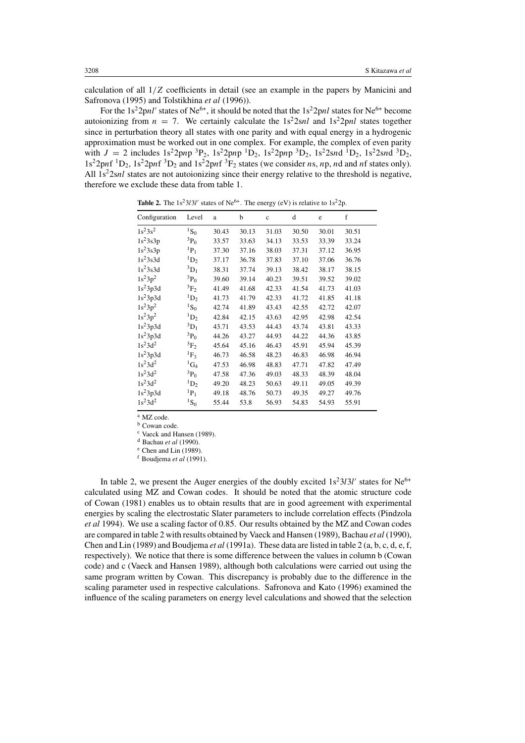calculation of all $1/Z$ coefficients in detail (see an example in the papers by Manicini and Safronova (1995) and Tolstikhina *et al* (1996)).

For the $1s^22pnl'$ states of $Ne^{6+}$, it should be noted that the $1s^22pnl$ states for $Ne^{6+}$ become autoionizing from $n = 7$. We certainly calculate the $1s^22snl$ and $1s^22pnl$ states together since in perturbation theory all states with one parity and with equal energy in a hydrogenic approximation must be worked out in one complex. For example, the complex of even parity with $J = 2$ includes $1s^22pnp\ ^3P_2$, $1s^22pnp\ ^1D_2$, $1s^22pnp\ ^3D_2$, $1s^22snd\ ^1D_2$, $1s^22snd\ ^3D_2$, $1s^22pnf\ ^1D_2$, $1s^22pnf\ ^3D_2$ and $1s^22pnf\ ^3F_2$ states (we consider $n$s, $n$p, $n$d and $n$f states only). All $1s^22snl$ states are not autoionizing since their energy relative to the threshold is negative, therefore we exclude these data from table 1.

**Table 2.** The $1s^23l3l'$ states of $Ne^{6+}$. The energy (eV) is relative to $1s^22p$.

| Configuration | Level | a | b | c | d | e | f |
|---|---|---|---|---|---|---|---|
| $1s^23s^2$ | $^1S_0$ | 30.43 | 30.13 | 31.03 | 30.50 | 30.01 | 30.51 |
| $1s^23s3p$ | $^3P_0$ | 33.57 | 33.63 | 34.13 | 33.53 | 33.39 | 33.24 |
| $1s^23s3p$ | $^1P_1$ | 37.30 | 37.16 | 38.03 | 37.31 | 37.12 | 36.95 |
| $1s^23s3d$ | $^1D_2$ | 37.17 | 36.78 | 37.83 | 37.10 | 37.06 | 36.76 |
| $1s^23s3d$ | $^3D_1$ | 38.31 | 37.74 | 39.13 | 38.42 | 38.17 | 38.15 |
| $1s^23p^2$ | $^3P_0$ | 39.60 | 39.14 | 40.23 | 39.51 | 39.52 | 39.02 |
| $1s^23p3d$ | $^3F_2$ | 41.49 | 41.68 | 42.33 | 41.54 | 41.73 | 41.03 |
| $1s^23p3d$ | $^1D_2$ | 41.73 | 41.79 | 42.33 | 41.72 | 41.85 | 41.18 |
| $1s^23p^2$ | $^1S_0$ | 42.74 | 41.89 | 43.43 | 42.55 | 42.72 | 42.07 |
| $1s^23p^2$ | $^1D_2$ | 42.84 | 42.15 | 43.63 | 42.95 | 42.98 | 42.54 |
| $1s^23p3d$ | $^3D_1$ | 43.71 | 43.53 | 44.43 | 43.74 | 43.81 | 43.33 |
| $1s^23p3d$ | $^3P_0$ | 44.26 | 43.27 | 44.93 | 44.22 | 44.36 | 43.85 |
| $1s^23d^2$ | $^3F_2$ | 45.64 | 45.16 | 46.43 | 45.91 | 45.94 | 45.39 |
| $1s^23p3d$ | $^1F_3$ | 46.73 | 46.58 | 48.23 | 46.83 | 46.98 | 46.94 |
| $1s^23d^2$ | $^1G_4$ | 47.53 | 46.98 | 48.83 | 47.71 | 47.82 | 47.49 |
| $1s^23d^2$ | $^3P_0$ | 47.58 | 47.36 | 49.03 | 48.33 | 48.39 | 48.04 |
| $1s^23d^2$ | $^1D_2$ | 49.20 | 48.23 | 50.63 | 49.11 | 49.05 | 49.39 |
| $1s^23p3d$ | $^1P_1$ | 49.18 | 48.76 | 50.73 | 49.35 | 49.27 | 49.76 |
| $1s^23d^2$ | $^1S_0$ | 55.44 | 53.8 | 56.93 | 54.83 | 54.93 | 55.91 |

[a] MZ code.
[b] Cowan code.
[c] Vaeck and Hansen (1989).
[d] Bachau *et al* (1990).
[e] Chen and Lin (1989).
[f] Boudjema *et al* (1991).

In table 2, we present the Auger energies of the doubly excited $1s^23l3l'$ states for $Ne^{6+}$ calculated using MZ and Cowan codes. It should be noted that the atomic structure code of Cowan (1981) enables us to obtain results that are in good agreement with experimental energies by scaling the electrostatic Slater parameters to include correlation effects (Pindzola *et al* 1994). We use a scaling factor of 0.85. Our results obtained by the MZ and Cowan codes are compared in table 2 with results obtained by Vaeck and Hansen (1989), Bachau *et al* (1990), Chen and Lin (1989) and Boudjema *et al* (1991a). These data are listed in table 2 (a, b, c, d, e, f, respectively). We notice that there is some difference between the values in column b (Cowan code) and c (Vaeck and Hansen 1989), although both calculations were carried out using the same program written by Cowan. This discrepancy is probably due to the difference in the scaling parameter used in respective calculations. Safronova and Kato (1996) examined the influence of the scaling parameters on energy level calculations and showed that the selection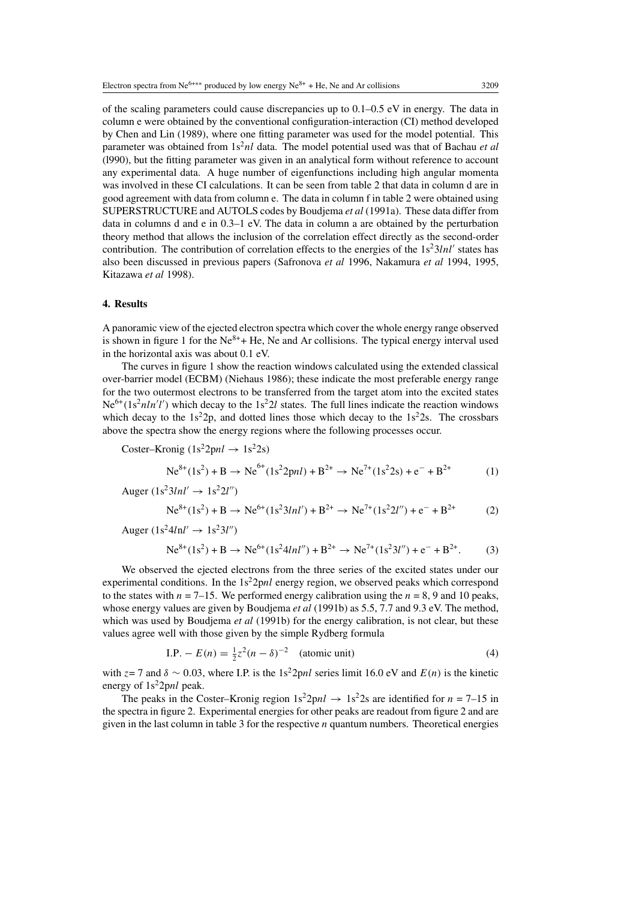of the scaling parameters could cause discrepancies up to 0.1–0.5 eV in energy. The data in column e were obtained by the conventional configuration-interaction (CI) method developed by Chen and Lin (1989), where one fitting parameter was used for the model potential. This parameter was obtained from $1s^2nl$ data. The model potential used was that of Bachau *et al* (l990), but the fitting parameter was given in an analytical form without reference to account any experimental data. A huge number of eigenfunctions including high angular momenta was involved in these CI calculations. It can be seen from table 2 that data in column d are in good agreement with data from column e. The data in column f in table 2 were obtained using SUPERSTRUCTURE and AUTOLS codes by Boudjema *et al* (1991a). These data differ from data in columns d and e in 0.3–1 eV. The data in column a are obtained by the perturbation theory method that allows the inclusion of the correlation effect directly as the second-order contribution. The contribution of correlation effects to the energies of the $1s^23lnl'$ states has also been discussed in previous papers (Safronova *et al* 1996, Nakamura *et al* 1994, 1995, Kitazawa *et al* 1998).

## 4. Results

A panoramic view of the ejected electron spectra which cover the whole energy range observed is shown in figure 1 for the $Ne^{8+}$+ He, Ne and Ar collisions. The typical energy interval used in the horizontal axis was about 0.1 eV.

The curves in figure 1 show the reaction windows calculated using the extended classical over-barrier model (ECBM) (Niehaus 1986); these indicate the most preferable energy range for the two outermost electrons to be transferred from the target atom into the excited states $Ne^{6+}(1s^2nln'l')$ which decay to the $1s^22l$ states. The full lines indicate the reaction windows which decay to the $1s^22p$, and dotted lines those which decay to the $1s^22s$. The crossbars above the spectra show the energy regions where the following processes occur.

Coster–Kronig ($1s^22pnl \rightarrow 1s^22s$)

$$Ne^{8+}(1s^2) + B \rightarrow Ne^{6+}(1s^22pnl) + B^{2+} \rightarrow Ne^{7+}(1s^22s) + e^- + B^{2+} \tag{1}$$

Auger ($1s^23lnl' \rightarrow 1s^22l''$)

$$Ne^{8+}(1s^2) + B \rightarrow Ne^{6+}(1s^23lnl') + B^{2+} \rightarrow Ne^{7+}(1s^22l'') + e^- + B^{2+} \tag{2}$$

Auger ($1s^24lnl' \rightarrow 1s^23l''$)

$$Ne^{8+}(1s^2) + B \rightarrow Ne^{6+}(1s^24lnl'') + B^{2+} \rightarrow Ne^{7+}(1s^23l'') + e^- + B^{2+}. \tag{3}$$

We observed the ejected electrons from the three series of the excited states under our experimental conditions. In the $1s^22pnl$ energy region, we observed peaks which correspond to the states with $n$ = 7–15. We performed energy calibration using the $n$ = 8, 9 and 10 peaks, whose energy values are given by Boudjema *et al* (1991b) as 5.5, 7.7 and 9.3 eV. The method, which was used by Boudjema *et al* (1991b) for the energy calibration, is not clear, but these values agree well with those given by the simple Rydberg formula

$$\text{I.P.} - E(n) = \tfrac{1}{2}z^2(n-\delta)^{-2} \quad \text{(atomic unit)} \tag{4}$$

with $z$= 7 and $\delta \sim 0.03$, where I.P. is the $1s^22pnl$ series limit 16.0 eV and $E(n)$ is the kinetic energy of $1s^22pnl$ peak.

The peaks in the Coster–Kronig region $1s^22pnl \rightarrow 1s^22s$ are identified for $n$ = 7–15 in the spectra in figure 2. Experimental energies for other peaks are readout from figure 2 and are given in the last column in table 3 for the respective $n$ quantum numbers. Theoretical energies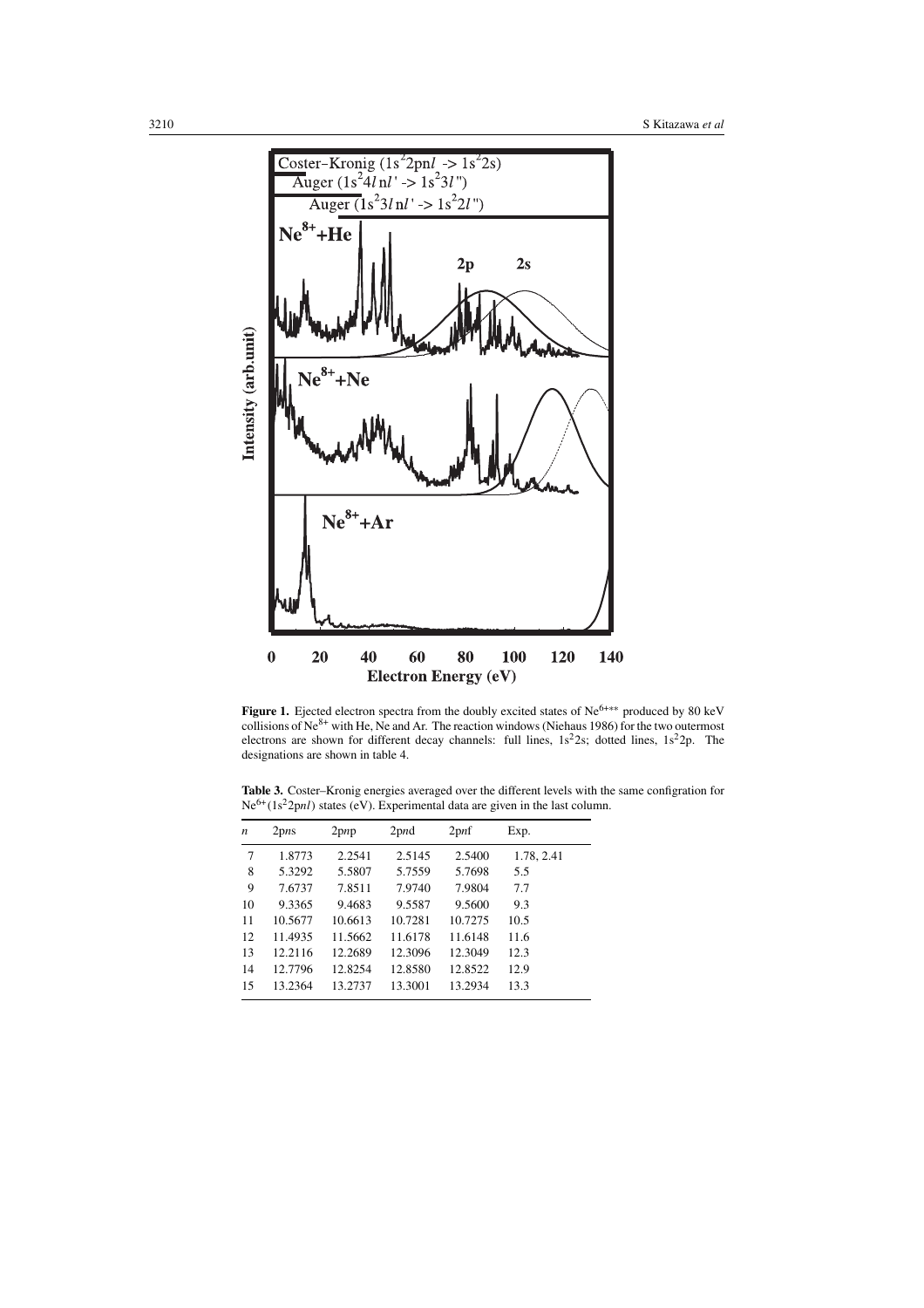**Figure 1.** Ejected electron spectra from the doubly excited states of $Ne^{6+**}$ produced by 80 keV collisions of $Ne^{8+}$ with He, Ne and Ar. The reaction windows (Niehaus 1986) for the two outermost electrons are shown for different decay channels: full lines, $1s^2 2s$; dotted lines, $1s^2 2p$. The designations are shown in table 4.

**Table 3.** Coster–Kronig energies averaged over the different levels with the same configration for $Ne^{6+}(1s^2 2pnl)$ states (eV). Experimental data are given in the last column.

| $n$ | 2p$n$s | 2p$n$p | 2p$n$d | 2p$n$f | Exp. |
|---|---|---|---|---|---|
| 7 | 1.8773 | 2.2541 | 2.5145 | 2.5400 | 1.78, 2.41 |
| 8 | 5.3292 | 5.5807 | 5.7559 | 5.7698 | 5.5 |
| 9 | 7.6737 | 7.8511 | 7.9740 | 7.9804 | 7.7 |
| 10 | 9.3365 | 9.4683 | 9.5587 | 9.5600 | 9.3 |
| 11 | 10.5677 | 10.6613 | 10.7281 | 10.7275 | 10.5 |
| 12 | 11.4935 | 11.5662 | 11.6178 | 11.6148 | 11.6 |
| 13 | 12.2116 | 12.2689 | 12.3096 | 12.3049 | 12.3 |
| 14 | 12.7796 | 12.8254 | 12.8580 | 12.8522 | 12.9 |
| 15 | 13.2364 | 13.2737 | 13.3001 | 13.2934 | 13.3 |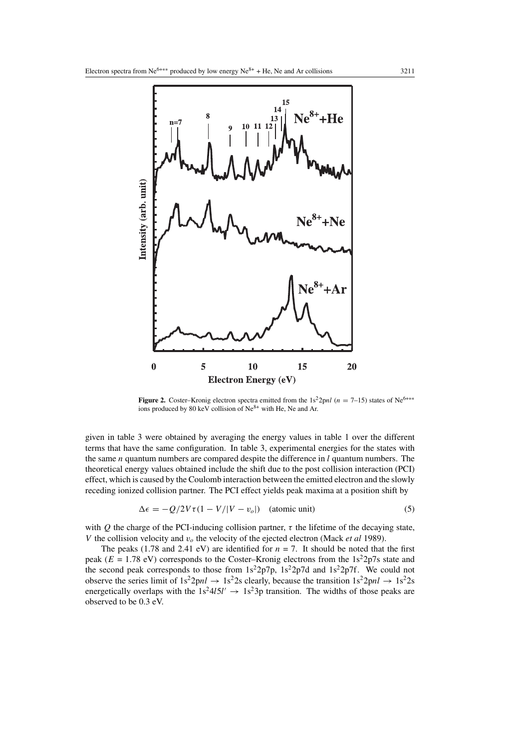**Figure 2.** Coster–Kronig electron spectra emitted from the $1s^22pnl$ ($n = 7$–15) states of $Ne^{6+**}$ ions produced by 80 keV collision of $Ne^{8+}$ with He, Ne and Ar.

given in table 3 were obtained by averaging the energy values in table 1 over the different terms that have the same configuration. In table 3, experimental energies for the states with the same $n$ quantum numbers are compared despite the difference in $l$ quantum numbers. The theoretical energy values obtained include the shift due to the post collision interaction (PCI) effect, which is caused by the Coulomb interaction between the emitted electron and the slowly receding ionized collision partner. The PCI effect yields peak maxima at a position shift by

$$\Delta\epsilon = -Q/2V\tau(1 - V/|V - v_o|) \quad \text{(atomic unit)} \tag{5}$$

with $Q$ the charge of the PCI-inducing collision partner, $\tau$ the lifetime of the decaying state, $V$ the collision velocity and $v_o$ the velocity of the ejected electron (Mack *et al* 1989).

The peaks (1.78 and 2.41 eV) are identified for $n = 7$. It should be noted that the first peak ($E = 1.78$ eV) corresponds to the Coster–Kronig electrons from the $1s^22p7s$ state and the second peak corresponds to those from $1s^22p7p$, $1s^22p7d$ and $1s^22p7f$. We could not observe the series limit of $1s^22pnl \rightarrow 1s^22s$ clearly, because the transition $1s^22pnl \rightarrow 1s^22s$ energetically overlaps with the $1s^24l5l' \rightarrow 1s^23p$ transition. The widths of those peaks are observed to be 0.3 eV.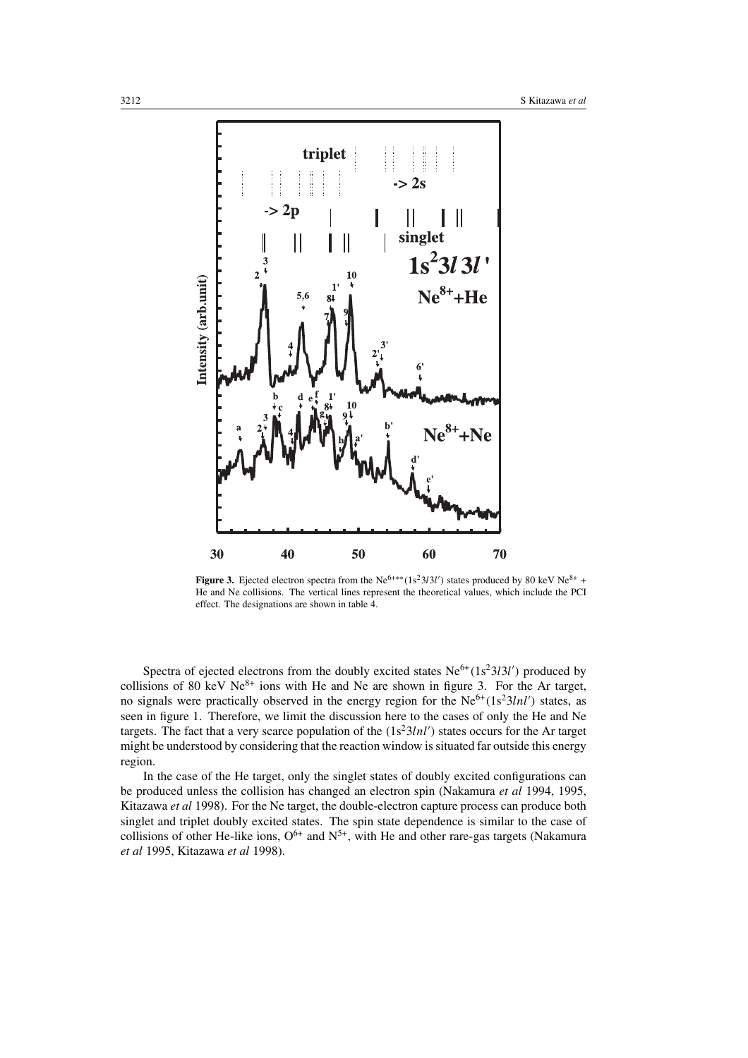**Figure 3.** Ejected electron spectra from the $Ne^{6+**}(1s^23l3l')$ states produced by 80 keV $Ne^{8+}$ + He and Ne collisions. The vertical lines represent the theoretical values, which include the PCI effect. The designations are shown in table 4.

Spectra of ejected electrons from the doubly excited states $Ne^{6+}(1s^23l3l')$ produced by collisions of 80 keV $Ne^{8+}$ ions with He and Ne are shown in figure 3. For the Ar target, no signals were practically observed in the energy region for the $Ne^{6+}(1s^23lnl')$ states, as seen in figure 1. Therefore, we limit the discussion here to the cases of only the He and Ne targets. The fact that a very scarce population of the $(1s^23lnl')$ states occurs for the Ar target might be understood by considering that the reaction window is situated far outside this energy region.

In the case of the He target, only the singlet states of doubly excited configurations can be produced unless the collision has changed an electron spin (Nakamura *et al* 1994, 1995, Kitazawa *et al* 1998). For the Ne target, the double-electron capture process can produce both singlet and triplet doubly excited states. The spin state dependence is similar to the case of collisions of other He-like ions, $O^{6+}$ and $N^{5+}$, with He and other rare-gas targets (Nakamura *et al* 1995, Kitazawa *et al* 1998).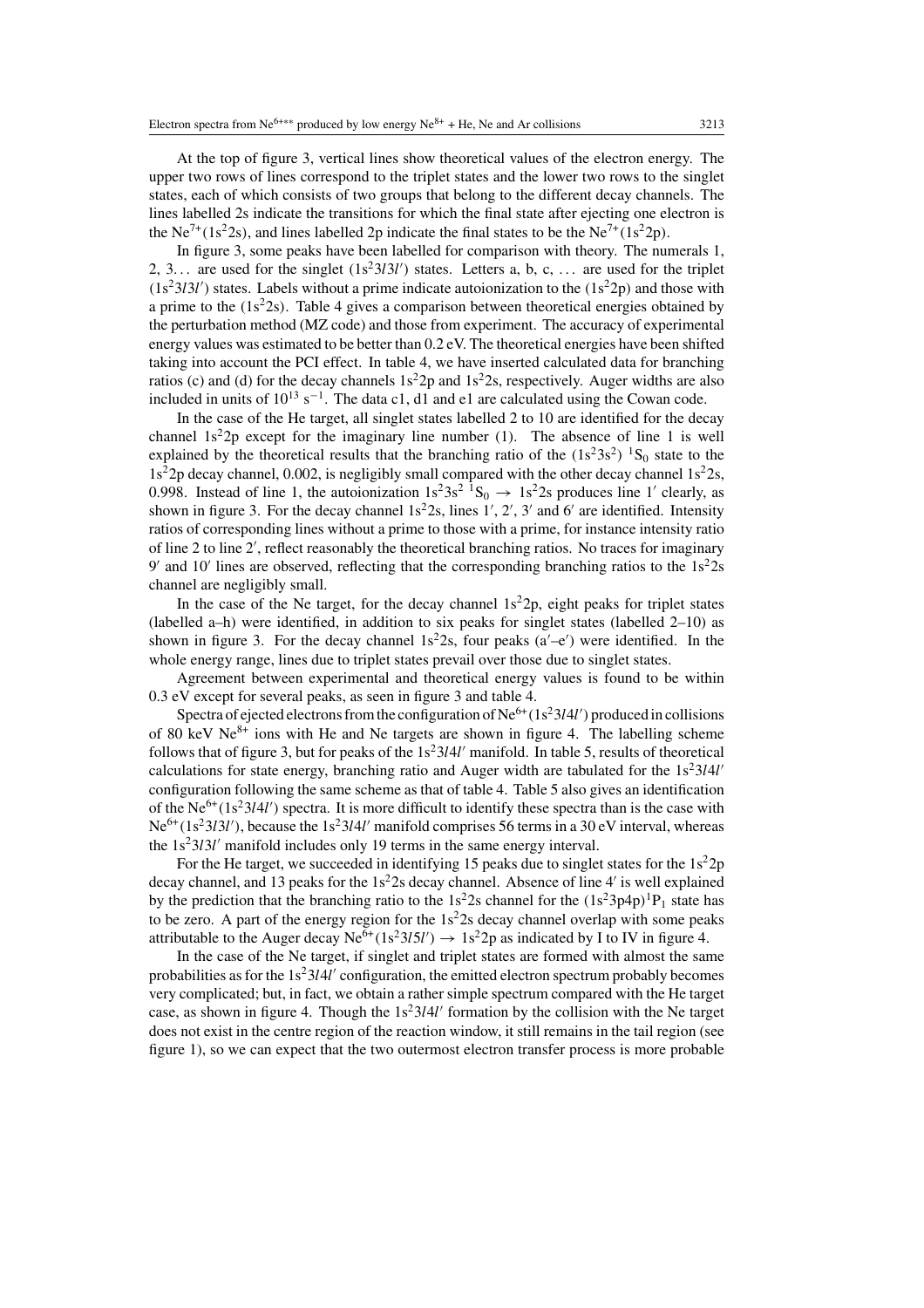At the top of figure 3, vertical lines show theoretical values of the electron energy. The upper two rows of lines correspond to the triplet states and the lower two rows to the singlet states, each of which consists of two groups that belong to the different decay channels. The lines labelled 2s indicate the transitions for which the final state after ejecting one electron is the $Ne^{7+}(1s^22s)$, and lines labelled 2p indicate the final states to be the $Ne^{7+}(1s^22p)$.

In figure 3, some peaks have been labelled for comparison with theory. The numerals 1, 2, 3... are used for the singlet $(1s^23l3l')$ states. Letters a, b, c, ... are used for the triplet $(1s^23l3l')$ states. Labels without a prime indicate autoionization to the $(1s^22p)$ and those with a prime to the $(1s^22s)$. Table 4 gives a comparison between theoretical energies obtained by the perturbation method (MZ code) and those from experiment. The accuracy of experimental energy values was estimated to be better than 0.2 eV. The theoretical energies have been shifted taking into account the PCI effect. In table 4, we have inserted calculated data for branching ratios (c) and (d) for the decay channels $1s^22p$ and $1s^22s$, respectively. Auger widths are also included in units of $10^{13}$ s$^{-1}$. The data c1, d1 and e1 are calculated using the Cowan code.

In the case of the He target, all singlet states labelled 2 to 10 are identified for the decay channel $1s^22p$ except for the imaginary line number (1). The absence of line 1 is well explained by the theoretical results that the branching ratio of the $(1s^23s^2)$ $^1S_0$ state to the $1s^22p$ decay channel, 0.002, is negligibly small compared with the other decay channel $1s^22s$, 0.998. Instead of line 1, the autoionization $1s^23s^2$ $^1S_0 \rightarrow 1s^22s$ produces line 1′ clearly, as shown in figure 3. For the decay channel $1s^22s$, lines 1′, 2′, 3′ and 6′ are identified. Intensity ratios of corresponding lines without a prime to those with a prime, for instance intensity ratio of line 2 to line 2′, reflect reasonably the theoretical branching ratios. No traces for imaginary 9′ and 10′ lines are observed, reflecting that the corresponding branching ratios to the $1s^22s$ channel are negligibly small.

In the case of the Ne target, for the decay channel $1s^22p$, eight peaks for triplet states (labelled a–h) were identified, in addition to six peaks for singlet states (labelled 2–10) as shown in figure 3. For the decay channel $1s^22s$, four peaks (a′–e′) were identified. In the whole energy range, lines due to triplet states prevail over those due to singlet states.

Agreement between experimental and theoretical energy values is found to be within 0.3 eV except for several peaks, as seen in figure 3 and table 4.

Spectra of ejected electrons from the configuration of $Ne^{6+}(1s^23l4l')$ produced in collisions of 80 keV $Ne^{8+}$ ions with He and Ne targets are shown in figure 4. The labelling scheme follows that of figure 3, but for peaks of the $1s^23l4l'$ manifold. In table 5, results of theoretical calculations for state energy, branching ratio and Auger width are tabulated for the $1s^23l4l'$ configuration following the same scheme as that of table 4. Table 5 also gives an identification of the $Ne^{6+}(1s^23l4l')$ spectra. It is more difficult to identify these spectra than is the case with $Ne^{6+}(1s^23l3l')$, because the $1s^23l4l'$ manifold comprises 56 terms in a 30 eV interval, whereas the $1s^23l3l'$ manifold includes only 19 terms in the same energy interval.

For the He target, we succeeded in identifying 15 peaks due to singlet states for the $1s^22p$ decay channel, and 13 peaks for the $1s^22s$ decay channel. Absence of line 4′ is well explained by the prediction that the branching ratio to the $1s^22s$ channel for the $(1s^23p4p)^1P_1$ state has to be zero. A part of the energy region for the $1s^22s$ decay channel overlap with some peaks attributable to the Auger decay $Ne^{6+}(1s^23l5l') \rightarrow 1s^22p$ as indicated by I to IV in figure 4.

In the case of the Ne target, if singlet and triplet states are formed with almost the same probabilities as for the $1s^23l4l'$ configuration, the emitted electron spectrum probably becomes very complicated; but, in fact, we obtain a rather simple spectrum compared with the He target case, as shown in figure 4. Though the $1s^23l4l'$ formation by the collision with the Ne target does not exist in the centre region of the reaction window, it still remains in the tail region (see figure 1), so we can expect that the two outermost electron transfer process is more probable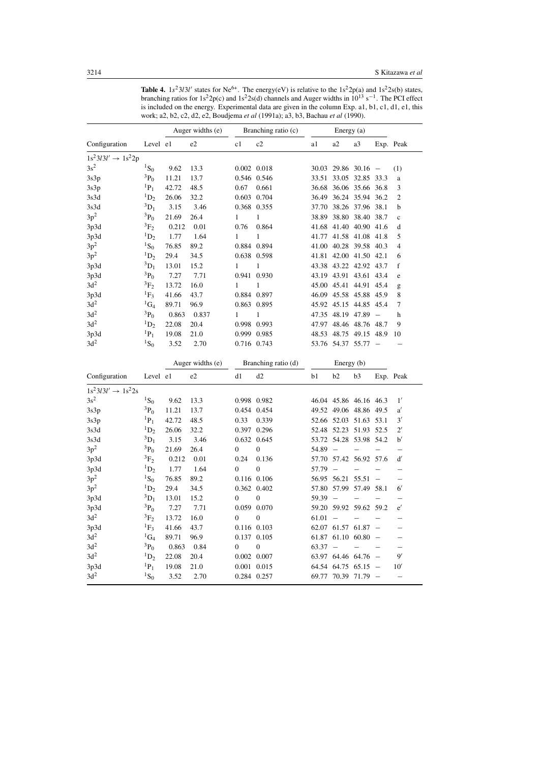**Table 4.** $1s^23l3l'$ states for $Ne^{6+}$. The energy(eV) is relative to the $1s^22p$(a) and $1s^22s$(b) states, branching ratios for $1s^22p$(c) and $1s^22s$(d) channels and Auger widths in $10^{13}$ s$^{-1}$. The PCI effect is included on the energy. Experimental data are given in the column Exp. a1, b1, c1, d1, e1, this work; a2, b2, c2, d2, e2, Boudjema *et al* (1991a); a3, b3, Bachau *et al* (1990).

| Configuration | Level | Auger widths (e) | | Branching ratio (c) | | Energy (a) | | | | |
|---|---|---|---|---|---|---|---|---|---|---|
| | | e1 | e2 | c1 | c2 | a1 | a2 | a3 | Exp. | Peak |
| $1s^23l3l' \rightarrow 1s^22p$ | | | | | | | | | | |
| $3s^2$ | $^1S_0$ | 9.62 | 13.3 | 0.002 | 0.018 | 30.03 | 29.86 | 30.16 | – | (1) |
| 3s3p | $^3P_0$ | 11.21 | 13.7 | 0.546 | 0.546 | 33.51 | 33.05 | 32.85 | 33.3 | a |
| 3s3p | $^1P_1$ | 42.72 | 48.5 | 0.67 | 0.661 | 36.68 | 36.06 | 35.66 | 36.8 | 3 |
| 3s3d | $^1D_2$ | 26.06 | 32.2 | 0.603 | 0.704 | 36.49 | 36.24 | 35.94 | 36.2 | 2 |
| 3s3d | $^3D_1$ | 3.15 | 3.46 | 0.368 | 0.355 | 37.70 | 38.26 | 37.96 | 38.1 | b |
| $3p^2$ | $^3P_0$ | 21.69 | 26.4 | 1 | 1 | 38.89 | 38.80 | 38.40 | 38.7 | c |
| 3p3d | $^3F_2$ | 0.212 | 0.01 | 0.76 | 0.864 | 41.68 | 41.40 | 40.90 | 41.6 | d |
| 3p3d | $^1D_2$ | 1.77 | 1.64 | 1 | 1 | 41.77 | 41.58 | 41.08 | 41.8 | 5 |
| $3p^2$ | $^1S_0$ | 76.85 | 89.2 | 0.884 | 0.894 | 41.00 | 40.28 | 39.58 | 40.3 | 4 |
| $3p^2$ | $^1D_2$ | 29.4 | 34.5 | 0.638 | 0.598 | 41.81 | 42.00 | 41.50 | 42.1 | 6 |
| 3p3d | $^3D_1$ | 13.01 | 15.2 | 1 | 1 | 43.38 | 43.22 | 42.92 | 43.7 | f |
| 3p3d | $^3P_0$ | 7.27 | 7.71 | 0.941 | 0.930 | 43.19 | 43.91 | 43.61 | 43.4 | e |
| $3d^2$ | $^3F_2$ | 13.72 | 16.0 | 1 | 1 | 45.00 | 45.41 | 44.91 | 45.4 | g |
| 3p3d | $^1F_3$ | 41.66 | 43.7 | 0.884 | 0.897 | 46.09 | 45.58 | 45.88 | 45.9 | 8 |
| $3d^2$ | $^1G_4$ | 89.71 | 96.9 | 0.863 | 0.895 | 45.92 | 45.15 | 44.85 | 45.4 | 7 |
| $3d^2$ | $^3P_0$ | 0.863 | 0.837 | 1 | 1 | 47.35 | 48.19 | 47.89 | – | h |
| $3d^2$ | $^1D_2$ | 22.08 | 20.4 | 0.998 | 0.993 | 47.97 | 48.46 | 48.76 | 48.7 | 9 |
| 3p3d | $^1P_1$ | 19.08 | 21.0 | 0.999 | 0.985 | 48.53 | 48.75 | 49.15 | 48.9 | 10 |
| $3d^2$ | $^1S_0$ | 3.52 | 2.70 | 0.716 | 0.743 | 53.76 | 54.37 | 55.77 | – | – |

| Configuration | Level | Auger widths (e) | | Branching ratio (d) | | Energy (b) | | | | |
|---|---|---|---|---|---|---|---|---|---|---|
| | | e1 | e2 | d1 | d2 | b1 | b2 | b3 | Exp. | Peak |
| $1s^23l3l' \rightarrow 1s^22s$ | | | | | | | | | | |
| $3s^2$ | $^1S_0$ | 9.62 | 13.3 | 0.998 | 0.982 | 46.04 | 45.86 | 46.16 | 46.3 | 1′ |
| 3s3p | $^3P_0$ | 11.21 | 13.7 | 0.454 | 0.454 | 49.52 | 49.06 | 48.86 | 49.5 | a′ |
| 3s3p | $^1P_1$ | 42.72 | 48.5 | 0.33 | 0.339 | 52.66 | 52.03 | 51.63 | 53.1 | 3′ |
| 3s3d | $^1D_2$ | 26.06 | 32.2 | 0.397 | 0.296 | 52.48 | 52.23 | 51.93 | 52.5 | 2′ |
| 3s3d | $^3D_1$ | 3.15 | 3.46 | 0.632 | 0.645 | 53.72 | 54.28 | 53.98 | 54.2 | b′ |
| $3p^2$ | $^3P_0$ | 21.69 | 26.4 | 0 | 0 | 54.89 | – | – | – | – |
| 3p3d | $^3F_2$ | 0.212 | 0.01 | 0.24 | 0.136 | 57.70 | 57.42 | 56.92 | 57.6 | d′ |
| 3p3d | $^1D_2$ | 1.77 | 1.64 | 0 | 0 | 57.79 | – | – | – | – |
| $3p^2$ | $^1S_0$ | 76.85 | 89.2 | 0.116 | 0.106 | 56.95 | 56.21 | 55.51 | – | – |
| $3p^2$ | $^1D_2$ | 29.4 | 34.5 | 0.362 | 0.402 | 57.80 | 57.99 | 57.49 | 58.1 | 6′ |
| 3p3d | $^3D_1$ | 13.01 | 15.2 | 0 | 0 | 59.39 | – | – | – | – |
| 3p3d | $^3P_0$ | 7.27 | 7.71 | 0.059 | 0.070 | 59.20 | 59.92 | 59.62 | 59.2 | e′ |
| $3d^2$ | $^3F_2$ | 13.72 | 16.0 | 0 | 0 | 61.01 | – | – | – | – |
| 3p3d | $^1F_3$ | 41.66 | 43.7 | 0.116 | 0.103 | 62.07 | 61.57 | 61.87 | – | – |
| $3d^2$ | $^1G_4$ | 89.71 | 96.9 | 0.137 | 0.105 | 61.87 | 61.10 | 60.80 | – | – |
| $3d^2$ | $^3P_0$ | 0.863 | 0.84 | 0 | 0 | 63.37 | – | – | – | – |
| $3d^2$ | $^1D_2$ | 22.08 | 20.4 | 0.002 | 0.007 | 63.97 | 64.46 | 64.76 | – | 9′ |
| 3p3d | $^1P_1$ | 19.08 | 21.0 | 0.001 | 0.015 | 64.54 | 64.75 | 65.15 | – | 10′ |
| $3d^2$ | $^1S_0$ | 3.52 | 2.70 | 0.284 | 0.257 | 69.77 | 70.39 | 71.79 | – | – |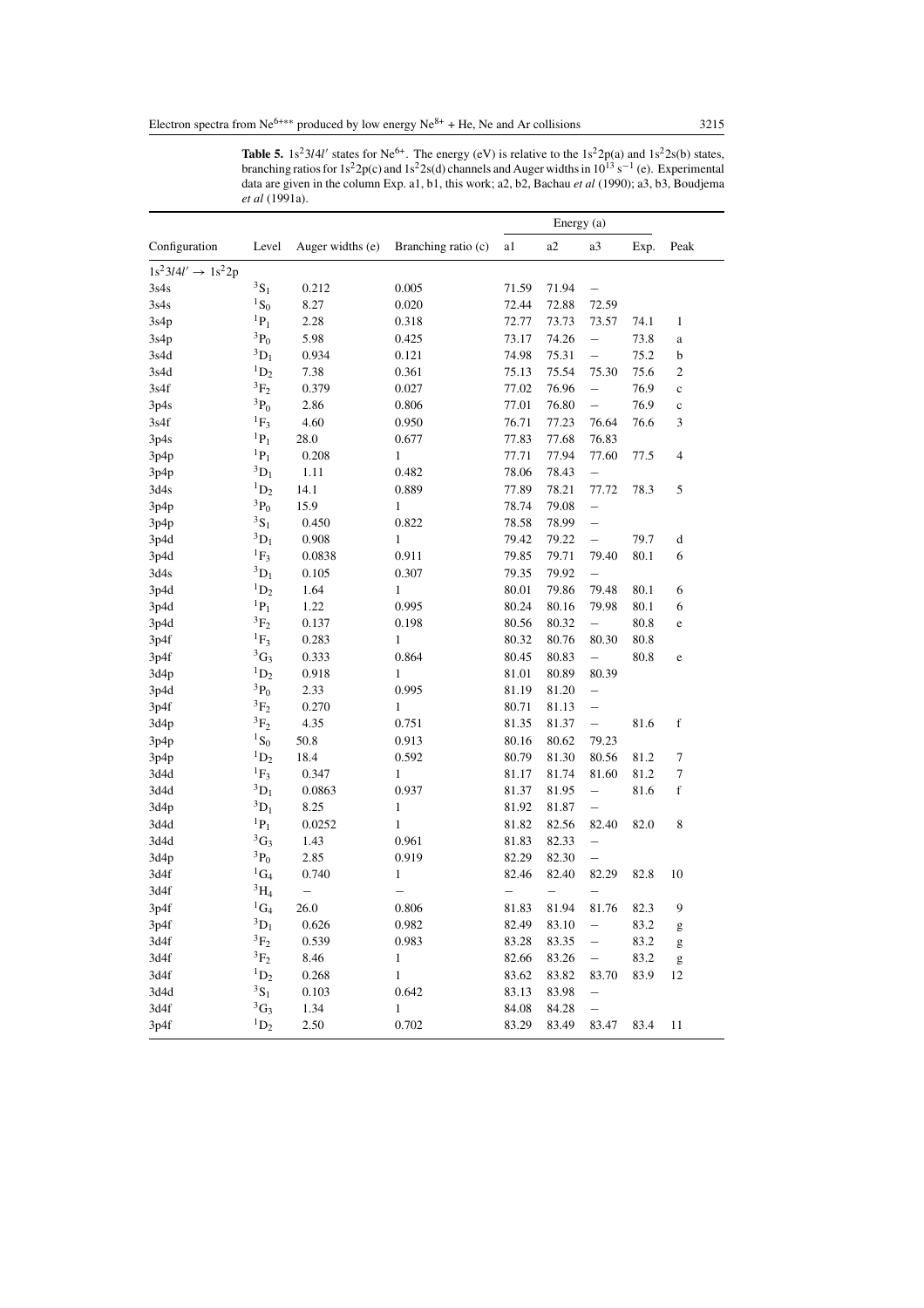**Table 5.** $1s^23l4l'$ states for $Ne^{6+}$. The energy (eV) is relative to the $1s^22p$(a) and $1s^22s$(b) states, branching ratios for $1s^22p$(c) and $1s^22s$(d) channels and Auger widths in $10^{13}$ s$^{-1}$ (e). Experimental data are given in the column Exp. a1, b1, this work; a2, b2, Bachau *et al* (1990); a3, b3, Boudjema *et al* (1991a).

| Configuration | Level | Auger widths (e) | Branching ratio (c) | Energy (a) | | | | |
|---|---|---|---|---|---|---|---|---|
| | | | | a1 | a2 | a3 | Exp. | Peak |
| $1s^23l4l' \rightarrow 1s^22p$ | | | | | | | | |
| 3s4s | $^3S_1$ | 0.212 | 0.005 | 71.59 | 71.94 | – | | |
| 3s4s | $^1S_0$ | 8.27 | 0.020 | 72.44 | 72.88 | 72.59 | | |
| 3s4p | $^1P_1$ | 2.28 | 0.318 | 72.77 | 73.73 | 73.57 | 74.1 | 1 |
| 3s4p | $^3P_0$ | 5.98 | 0.425 | 73.17 | 74.26 | – | 73.8 | a |
| 3s4d | $^3D_1$ | 0.934 | 0.121 | 74.98 | 75.31 | – | 75.2 | b |
| 3s4d | $^1D_2$ | 7.38 | 0.361 | 75.13 | 75.54 | 75.30 | 75.6 | 2 |
| 3s4f | $^3F_2$ | 0.379 | 0.027 | 77.02 | 76.96 | – | 76.9 | c |
| 3p4s | $^3P_0$ | 2.86 | 0.806 | 77.01 | 76.80 | – | 76.9 | c |
| 3s4f | $^1F_3$ | 4.60 | 0.950 | 76.71 | 77.23 | 76.64 | 76.6 | 3 |
| 3p4s | $^1P_1$ | 28.0 | 0.677 | 77.83 | 77.68 | 76.83 | | |
| 3p4p | $^1P_1$ | 0.208 | 1 | 77.71 | 77.94 | 77.60 | 77.5 | 4 |
| 3p4p | $^3D_1$ | 1.11 | 0.482 | 78.06 | 78.43 | – | | |
| 3d4s | $^1D_2$ | 14.1 | 0.889 | 77.89 | 78.21 | 77.72 | 78.3 | 5 |
| 3p4p | $^3P_0$ | 15.9 | 1 | 78.74 | 79.08 | – | | |
| 3p4p | $^3S_1$ | 0.450 | 0.822 | 78.58 | 78.99 | – | | |
| 3p4d | $^3D_1$ | 0.908 | 1 | 79.42 | 79.22 | – | 79.7 | d |
| 3p4d | $^1F_3$ | 0.0838 | 0.911 | 79.85 | 79.71 | 79.40 | 80.1 | 6 |
| 3d4s | $^3D_1$ | 0.105 | 0.307 | 79.35 | 79.92 | – | | |
| 3p4d | $^1D_2$ | 1.64 | 1 | 80.01 | 79.86 | 79.48 | 80.1 | 6 |
| 3p4d | $^1P_1$ | 1.22 | 0.995 | 80.24 | 80.16 | 79.98 | 80.1 | 6 |
| 3p4d | $^3F_2$ | 0.137 | 0.198 | 80.56 | 80.32 | – | 80.8 | e |
| 3p4f | $^1F_3$ | 0.283 | 1 | 80.32 | 80.76 | 80.30 | 80.8 | |
| 3p4f | $^3G_3$ | 0.333 | 0.864 | 80.45 | 80.83 | – | 80.8 | e |
| 3d4p | $^1D_2$ | 0.918 | 1 | 81.01 | 80.89 | 80.39 | | |
| 3p4d | $^3P_0$ | 2.33 | 0.995 | 81.19 | 81.20 | – | | |
| 3p4f | $^3F_2$ | 0.270 | 1 | 80.71 | 81.13 | – | | |
| 3d4p | $^3F_2$ | 4.35 | 0.751 | 81.35 | 81.37 | – | 81.6 | f |
| 3p4p | $^1S_0$ | 50.8 | 0.913 | 80.16 | 80.62 | 79.23 | | |
| 3p4p | $^1D_2$ | 18.4 | 0.592 | 80.79 | 81.30 | 80.56 | 81.2 | 7 |
| 3d4d | $^1F_3$ | 0.347 | 1 | 81.17 | 81.74 | 81.60 | 81.2 | 7 |
| 3d4d | $^3D_1$ | 0.0863 | 0.937 | 81.37 | 81.95 | – | 81.6 | f |
| 3d4p | $^3D_1$ | 8.25 | 1 | 81.92 | 81.87 | – | | |
| 3d4d | $^1P_1$ | 0.0252 | 1 | 81.82 | 82.56 | 82.40 | 82.0 | 8 |
| 3d4d | $^3G_3$ | 1.43 | 0.961 | 81.83 | 82.33 | – | | |
| 3d4p | $^3P_0$ | 2.85 | 0.919 | 82.29 | 82.30 | – | | |
| 3d4f | $^1G_4$ | 0.740 | 1 | 82.46 | 82.40 | 82.29 | 82.8 | 10 |
| 3d4f | $^3H_4$ | – | – | – | – | – | | |
| 3p4f | $^1G_4$ | 26.0 | 0.806 | 81.83 | 81.94 | 81.76 | 82.3 | 9 |
| 3p4f | $^3D_1$ | 0.626 | 0.982 | 82.49 | 83.10 | – | 83.2 | g |
| 3d4f | $^3F_2$ | 0.539 | 0.983 | 83.28 | 83.35 | – | 83.2 | g |
| 3d4f | $^3F_2$ | 8.46 | 1 | 82.66 | 83.26 | – | 83.2 | g |
| 3d4f | $^1D_2$ | 0.268 | 1 | 83.62 | 83.82 | 83.70 | 83.9 | 12 |
| 3d4d | $^3S_1$ | 0.103 | 0.642 | 83.13 | 83.98 | – | | |
| 3d4f | $^3G_3$ | 1.34 | 1 | 84.08 | 84.28 | – | | |
| 3p4f | $^1D_2$ | 2.50 | 0.702 | 83.29 | 83.49 | 83.47 | 83.4 | 11 |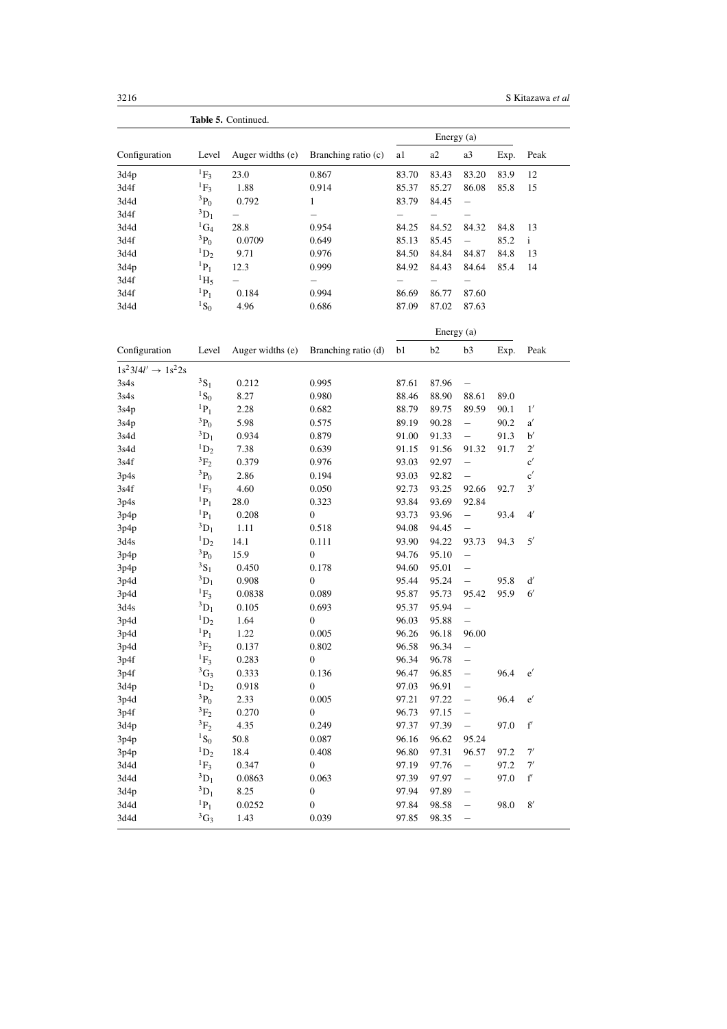**Table 5.** Continued.

| Configuration | Level | Auger widths (e) | Branching ratio (c) | Energy (a) | | | | Peak |
|---|---|---|---|---|---|---|---|---|
| | | | | a1 | a2 | a3 | Exp. | |
| 3d4p | $^1F_3$ | 23.0 | 0.867 | 83.70 | 83.43 | 83.20 | 83.9 | 12 |
| 3d4f | $^1F_3$ | 1.88 | 0.914 | 85.37 | 85.27 | 86.08 | 85.8 | 15 |
| 3d4d | $^3P_0$ | 0.792 | 1 | 83.79 | 84.45 | – | | |
| 3d4f | $^3D_1$ | – | – | – | – | – | | |
| 3d4d | $^1G_4$ | 28.8 | 0.954 | 84.25 | 84.52 | 84.32 | 84.8 | 13 |
| 3d4f | $^3P_0$ | 0.0709 | 0.649 | 85.13 | 85.45 | – | 85.2 | i |
| 3d4d | $^1D_2$ | 9.71 | 0.976 | 84.50 | 84.84 | 84.87 | 84.8 | 13 |
| 3d4p | $^1P_1$ | 12.3 | 0.999 | 84.92 | 84.43 | 84.64 | 85.4 | 14 |
| 3d4f | $^1H_5$ | – | – | – | – | – | | |
| 3d4f | $^1P_1$ | 0.184 | 0.994 | 86.69 | 86.77 | 87.60 | | |
| 3d4d | $^1S_0$ | 4.96 | 0.686 | 87.09 | 87.02 | 87.63 | | |

| Configuration | Level | Auger widths (e) | Branching ratio (d) | Energy (a) | | | | Peak |
|---|---|---|---|---|---|---|---|---|
| | | | | b1 | b2 | b3 | Exp. | |
| $1s^23l4l' \rightarrow 1s^22s$ | | | | | | | | |
| 3s4s | $^3S_1$ | 0.212 | 0.995 | 87.61 | 87.96 | – | | |
| 3s4s | $^1S_0$ | 8.27 | 0.980 | 88.46 | 88.90 | 88.61 | 89.0 | |
| 3s4p | $^1P_1$ | 2.28 | 0.682 | 88.79 | 89.75 | 89.59 | 90.1 | 1′ |
| 3s4p | $^3P_0$ | 5.98 | 0.575 | 89.19 | 90.28 | – | 90.2 | a′ |
| 3s4d | $^3D_1$ | 0.934 | 0.879 | 91.00 | 91.33 | – | 91.3 | b′ |
| 3s4d | $^1D_2$ | 7.38 | 0.639 | 91.15 | 91.56 | 91.32 | 91.7 | 2′ |
| 3s4f | $^3F_2$ | 0.379 | 0.976 | 93.03 | 92.97 | – | | c′ |
| 3p4s | $^3P_0$ | 2.86 | 0.194 | 93.03 | 92.82 | – | | c′ |
| 3s4f | $^1F_3$ | 4.60 | 0.050 | 92.73 | 93.25 | 92.66 | 92.7 | 3′ |
| 3p4s | $^1P_1$ | 28.0 | 0.323 | 93.84 | 93.69 | 92.84 | | |
| 3p4p | $^1P_1$ | 0.208 | 0 | 93.73 | 93.96 | – | 93.4 | 4′ |
| 3p4p | $^3D_1$ | 1.11 | 0.518 | 94.08 | 94.45 | – | | |
| 3d4s | $^1D_2$ | 14.1 | 0.111 | 93.90 | 94.22 | 93.73 | 94.3 | 5′ |
| 3p4p | $^3P_0$ | 15.9 | 0 | 94.76 | 95.10 | – | | |
| 3p4p | $^3S_1$ | 0.450 | 0.178 | 94.60 | 95.01 | – | | |
| 3p4d | $^3D_1$ | 0.908 | 0 | 95.44 | 95.24 | – | 95.8 | d′ |
| 3p4d | $^1F_3$ | 0.0838 | 0.089 | 95.87 | 95.73 | 95.42 | 95.9 | 6′ |
| 3d4s | $^3D_1$ | 0.105 | 0.693 | 95.37 | 95.94 | – | | |
| 3p4d | $^1D_2$ | 1.64 | 0 | 96.03 | 95.88 | – | | |
| 3p4d | $^1P_1$ | 1.22 | 0.005 | 96.26 | 96.18 | 96.00 | | |
| 3p4d | $^3F_2$ | 0.137 | 0.802 | 96.58 | 96.34 | – | | |
| 3p4f | $^1F_3$ | 0.283 | 0 | 96.34 | 96.78 | – | | |
| 3p4f | $^3G_3$ | 0.333 | 0.136 | 96.47 | 96.85 | – | 96.4 | e′ |
| 3d4p | $^1D_2$ | 0.918 | 0 | 97.03 | 96.91 | – | | |
| 3p4d | $^3P_0$ | 2.33 | 0.005 | 97.21 | 97.22 | – | 96.4 | e′ |
| 3p4f | $^3F_2$ | 0.270 | 0 | 96.73 | 97.15 | – | | |
| 3d4p | $^3F_2$ | 4.35 | 0.249 | 97.37 | 97.39 | – | 97.0 | f′ |
| 3p4p | $^1S_0$ | 50.8 | 0.087 | 96.16 | 96.62 | 95.24 | | |
| 3p4p | $^1D_2$ | 18.4 | 0.408 | 96.80 | 97.31 | 96.57 | 97.2 | 7′ |
| 3d4d | $^1F_3$ | 0.347 | 0 | 97.19 | 97.76 | – | 97.2 | 7′ |
| 3d4d | $^3D_1$ | 0.0863 | 0.063 | 97.39 | 97.97 | – | 97.0 | f′ |
| 3d4p | $^3D_1$ | 8.25 | 0 | 97.94 | 97.89 | – | | |
| 3d4d | $^1P_1$ | 0.0252 | 0 | 97.84 | 98.58 | – | 98.0 | 8′ |
| 3d4d | $^3G_3$ | 1.43 | 0.039 | 97.85 | 98.35 | – | | |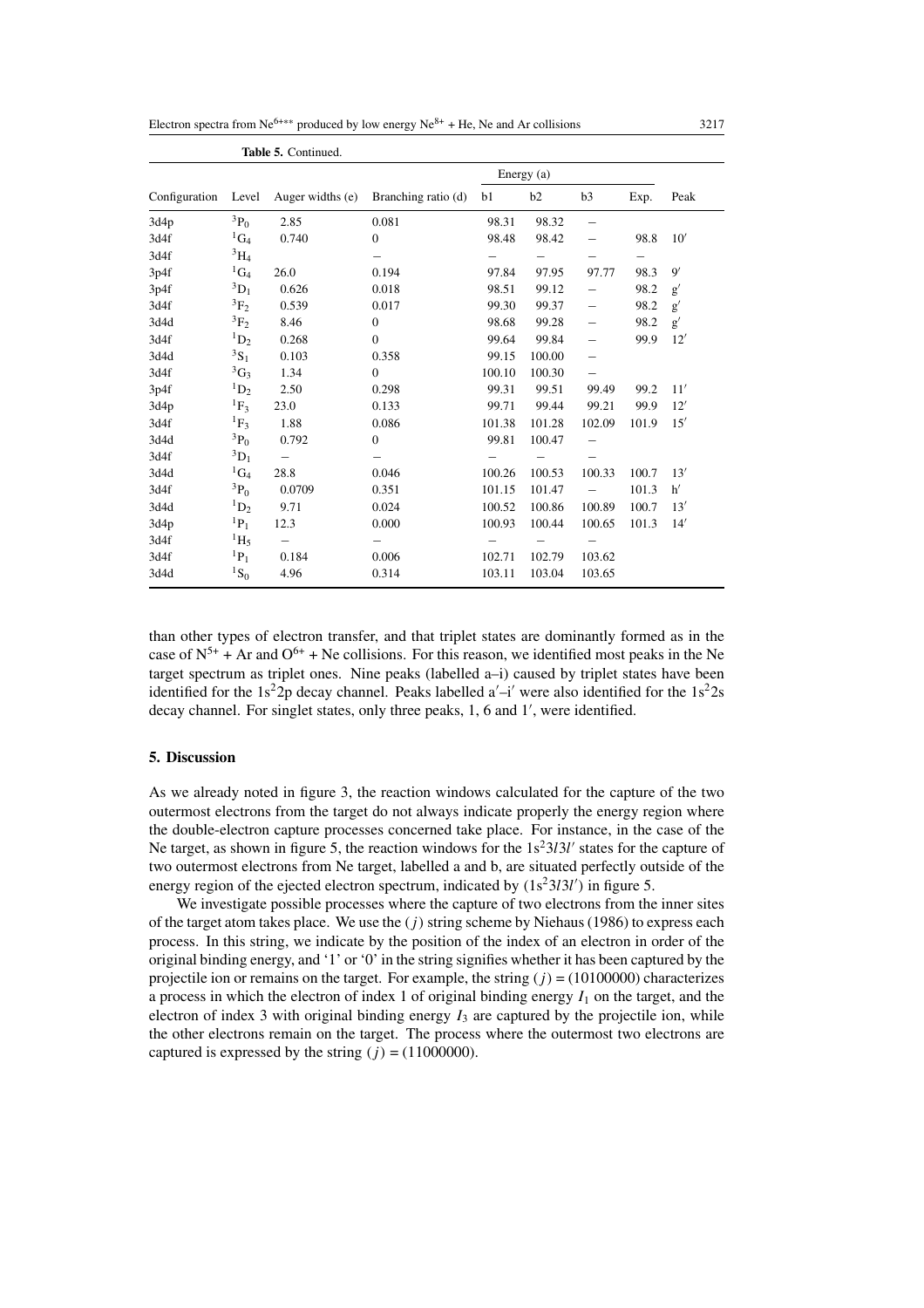**Table 5.** Continued.

| Configuration | Level | Auger widths (e) | Branching ratio (d) | Energy (a) | | | | Peak |
|---|---|---|---|---|---|---|---|---|
| | | | | b1 | b2 | b3 | Exp. | |
| 3d4p | $^3P_0$ | 2.85 | 0.081 | 98.31 | 98.32 | – | | |
| 3d4f | $^1G_4$ | 0.740 | 0 | 98.48 | 98.42 | – | 98.8 | 10′ |
| 3d4f | $^3H_4$ | | – | – | – | – | – | |
| 3p4f | $^1G_4$ | 26.0 | 0.194 | 97.84 | 97.95 | 97.77 | 98.3 | 9′ |
| 3p4f | $^3D_1$ | 0.626 | 0.018 | 98.51 | 99.12 | – | 98.2 | g′ |
| 3d4f | $^3F_2$ | 0.539 | 0.017 | 99.30 | 99.37 | – | 98.2 | g′ |
| 3d4d | $^3F_2$ | 8.46 | 0 | 98.68 | 99.28 | – | 98.2 | g′ |
| 3d4f | $^1D_2$ | 0.268 | 0 | 99.64 | 99.84 | – | 99.9 | 12′ |
| 3d4d | $^3S_1$ | 0.103 | 0.358 | 99.15 | 100.00 | – | | |
| 3d4f | $^3G_3$ | 1.34 | 0 | 100.10 | 100.30 | – | | |
| 3p4f | $^1D_2$ | 2.50 | 0.298 | 99.31 | 99.51 | 99.49 | 99.2 | 11′ |
| 3d4p | $^1F_3$ | 23.0 | 0.133 | 99.71 | 99.44 | 99.21 | 99.9 | 12′ |
| 3d4f | $^1F_3$ | 1.88 | 0.086 | 101.38 | 101.28 | 102.09 | 101.9 | 15′ |
| 3d4d | $^3P_0$ | 0.792 | 0 | 99.81 | 100.47 | – | | |
| 3d4f | $^3D_1$ | – | – | – | – | – | | |
| 3d4d | $^1G_4$ | 28.8 | 0.046 | 100.26 | 100.53 | 100.33 | 100.7 | 13′ |
| 3d4f | $^3P_0$ | 0.0709 | 0.351 | 101.15 | 101.47 | – | 101.3 | h′ |
| 3d4d | $^1D_2$ | 9.71 | 0.024 | 100.52 | 100.86 | 100.89 | 100.7 | 13′ |
| 3d4p | $^1P_1$ | 12.3 | 0.000 | 100.93 | 100.44 | 100.65 | 101.3 | 14′ |
| 3d4f | $^1H_5$ | – | – | – | – | – | | |
| 3d4f | $^1P_1$ | 0.184 | 0.006 | 102.71 | 102.79 | 103.62 | | |
| 3d4d | $^1S_0$ | 4.96 | 0.314 | 103.11 | 103.04 | 103.65 | | |

than other types of electron transfer, and that triplet states are dominantly formed as in the case of $N^{5+}$ + Ar and $O^{6+}$ + Ne collisions. For this reason, we identified most peaks in the Ne target spectrum as triplet ones. Nine peaks (labelled a–i) caused by triplet states have been identified for the $1s^22p$ decay channel. Peaks labelled a′–i′ were also identified for the $1s^22s$ decay channel. For singlet states, only three peaks, 1, 6 and 1′, were identified.

## 5. Discussion

As we already noted in figure 3, the reaction windows calculated for the capture of the two outermost electrons from the target do not always indicate properly the energy region where the double-electron capture processes concerned take place. For instance, in the case of the Ne target, as shown in figure 5, the reaction windows for the $1s^23l3l'$ states for the capture of two outermost electrons from Ne target, labelled a and b, are situated perfectly outside of the energy region of the ejected electron spectrum, indicated by $(1s^23l3l')$ in figure 5.

We investigate possible processes where the capture of two electrons from the inner sites of the target atom takes place. We use the $(j)$ string scheme by Niehaus (1986) to express each process. In this string, we indicate by the position of the index of an electron in order of the original binding energy, and '1' or '0' in the string signifies whether it has been captured by the projectile ion or remains on the target. For example, the string $(j) = (10100000)$ characterizes a process in which the electron of index 1 of original binding energy $I_1$ on the target, and the electron of index 3 with original binding energy $I_3$ are captured by the projectile ion, while the other electrons remain on the target. The process where the outermost two electrons are captured is expressed by the string $(j) = (11000000)$.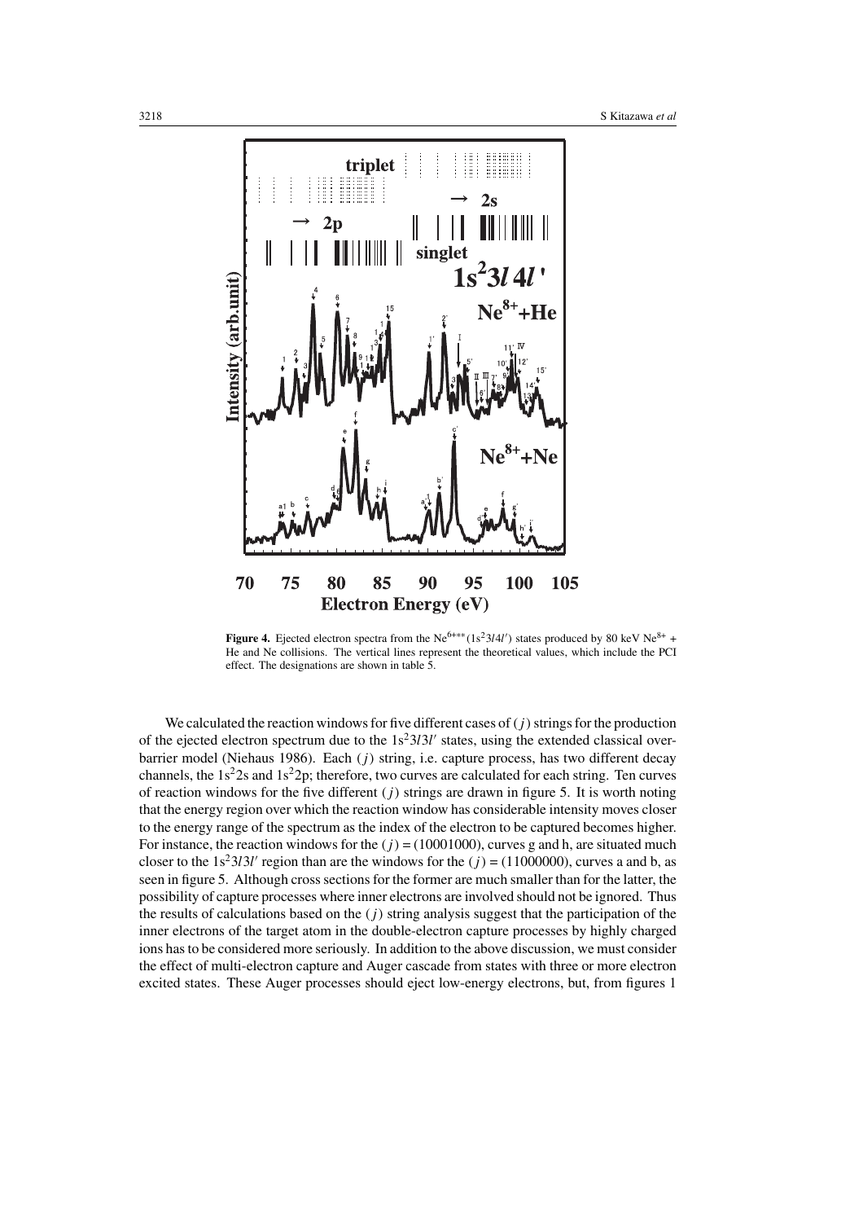**Figure 4.** Ejected electron spectra from the $Ne^{6+**}(1s^2 3l4l')$ states produced by 80 keV $Ne^{8+}$ + He and Ne collisions. The vertical lines represent the theoretical values, which include the PCI effect. The designations are shown in table 5.

We calculated the reaction windows for five different cases of $(j)$ strings for the production of the ejected electron spectrum due to the $1s^2 3l3l'$ states, using the extended classical over-barrier model (Niehaus 1986). Each $(j)$ string, i.e. capture process, has two different decay channels, the $1s^2 2s$ and $1s^2 2p$; therefore, two curves are calculated for each string. Ten curves of reaction windows for the five different $(j)$ strings are drawn in figure 5. It is worth noting that the energy region over which the reaction window has considerable intensity moves closer to the energy range of the spectrum as the index of the electron to be captured becomes higher. For instance, the reaction windows for the $(j) = (10001000)$, curves g and h, are situated much closer to the $1s^2 3l3l'$ region than are the windows for the $(j) = (11000000)$, curves a and b, as seen in figure 5. Although cross sections for the former are much smaller than for the latter, the possibility of capture processes where inner electrons are involved should not be ignored. Thus the results of calculations based on the $(j)$ string analysis suggest that the participation of the inner electrons of the target atom in the double-electron capture processes by highly charged ions has to be considered more seriously. In addition to the above discussion, we must consider the effect of multi-electron capture and Auger cascade from states with three or more electron excited states. These Auger processes should eject low-energy electrons, but, from figures 1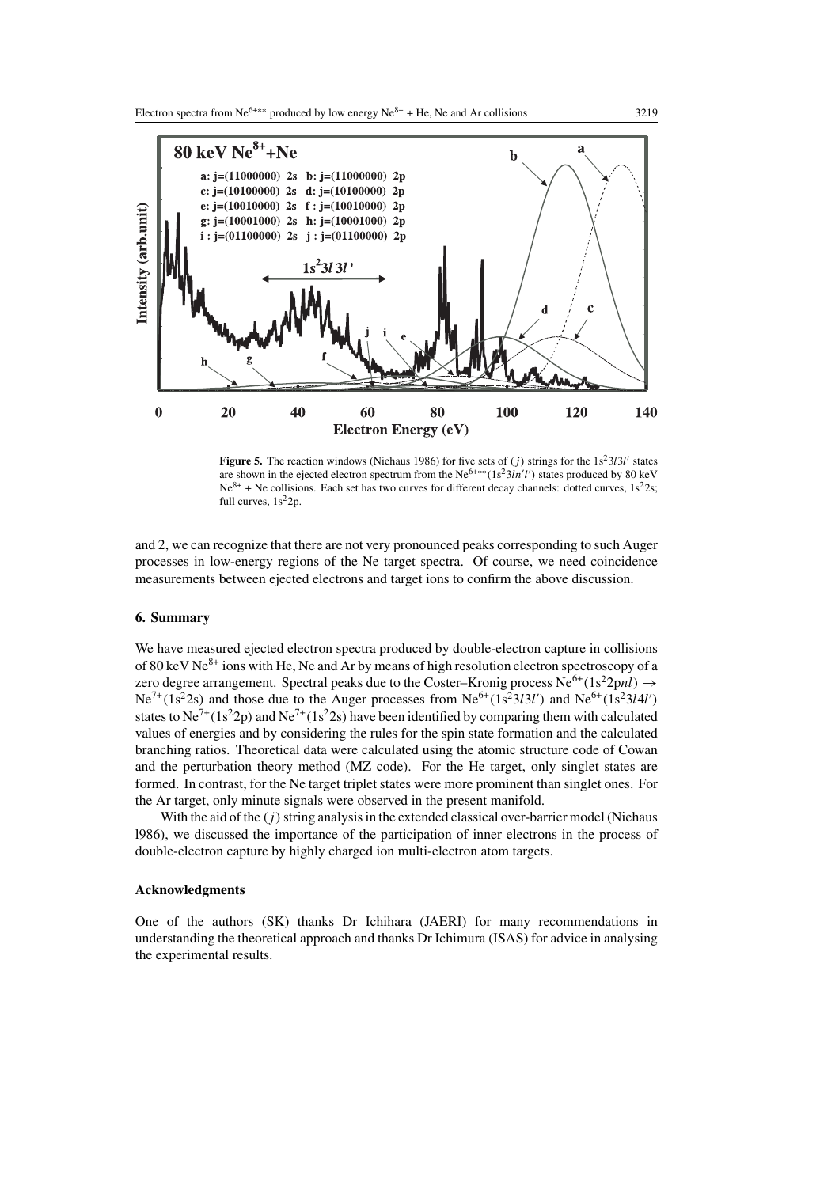**Figure 5.** The reaction windows (Niehaus 1986) for five sets of $(j)$ strings for the $1s^2 3l3l'$ states are shown in the ejected electron spectrum from the $Ne^{6+**}(1s^2 3ln'l')$ states produced by 80 keV $Ne^{8+}$ + Ne collisions. Each set has two curves for different decay channels: dotted curves, $1s^2 2s$; full curves, $1s^2 2p$.

and 2, we can recognize that there are not very pronounced peaks corresponding to such Auger processes in low-energy regions of the Ne target spectra. Of course, we need coincidence measurements between ejected electrons and target ions to confirm the above discussion.

## 6. Summary

We have measured ejected electron spectra produced by double-electron capture in collisions of 80 keV $Ne^{8+}$ ions with He, Ne and Ar by means of high resolution electron spectroscopy of a zero degree arrangement. Spectral peaks due to the Coster–Kronig process $Ne^{6+}(1s^2 2pnl) \rightarrow Ne^{7+}(1s^2 2s)$ and those due to the Auger processes from $Ne^{6+}(1s^2 3l3l')$ and $Ne^{6+}(1s^2 3l4l')$ states to $Ne^{7+}(1s^2 2p)$ and $Ne^{7+}(1s^2 2s)$ have been identified by comparing them with calculated values of energies and by considering the rules for the spin state formation and the calculated branching ratios. Theoretical data were calculated using the atomic structure code of Cowan and the perturbation theory method (MZ code). For the He target, only singlet states are formed. In contrast, for the Ne target triplet states were more prominent than singlet ones. For the Ar target, only minute signals were observed in the present manifold.

With the aid of the $(j)$ string analysis in the extended classical over-barrier model (Niehaus l986), we discussed the importance of the participation of inner electrons in the process of double-electron capture by highly charged ion multi-electron atom targets.

### Acknowledgments

One of the authors (SK) thanks Dr Ichihara (JAERI) for many recommendations in understanding the theoretical approach and thanks Dr Ichimura (ISAS) for advice in analysing the experimental results.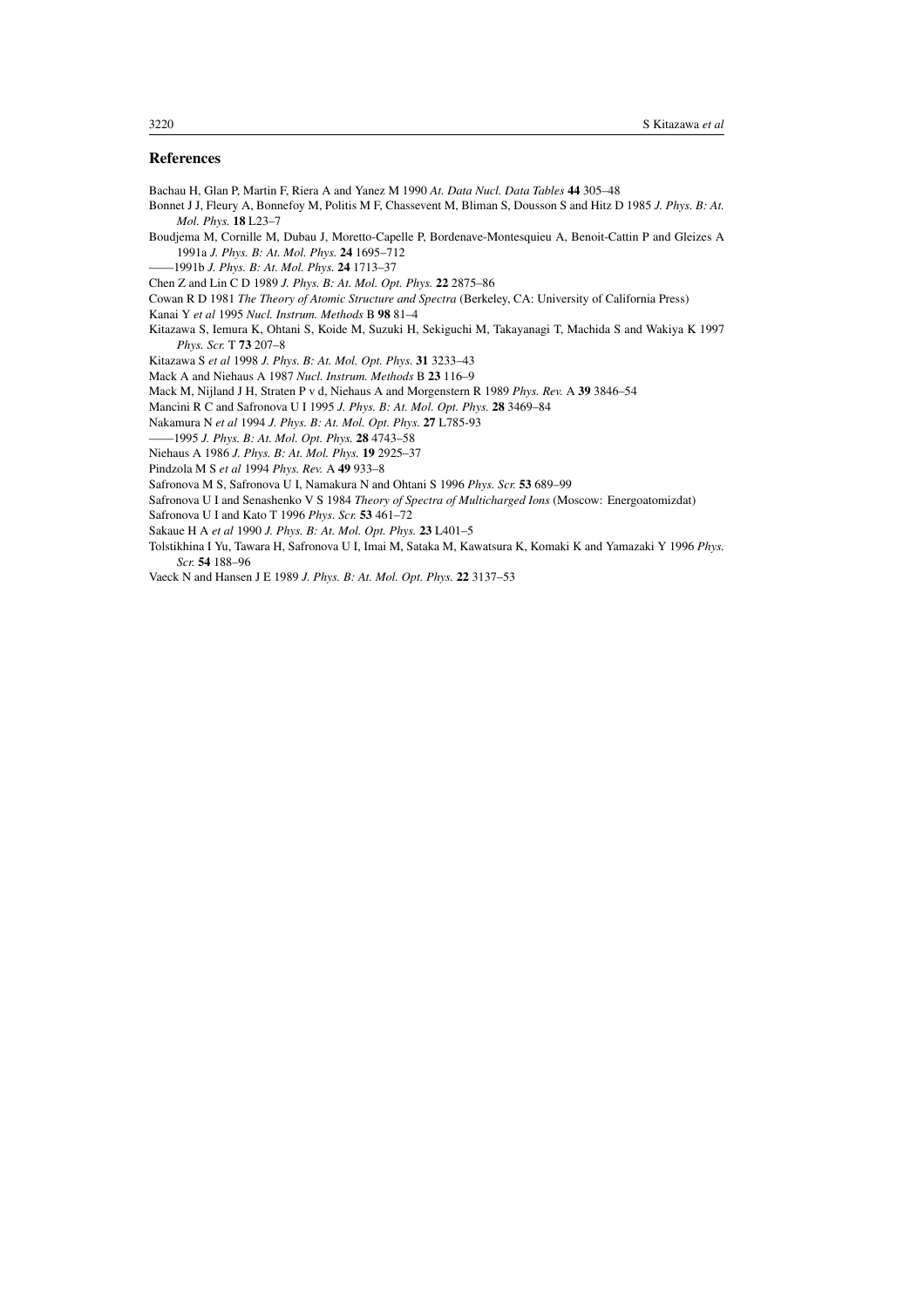## References

Bachau H, Glan P, Martin F, Riera A and Yanez M 1990 *At. Data Nucl. Data Tables* **44** 305–48

Bonnet J J, Fleury A, Bonnefoy M, Politis M F, Chassevent M, Bliman S, Dousson S and Hitz D 1985 *J. Phys. B: At. Mol. Phys.* **18** L23–7

Boudjema M, Cornille M, Dubau J, Moretto-Capelle P, Bordenave-Montesquieu A, Benoit-Cattin P and Gleizes A 1991a *J. Phys. B: At. Mol. Phys.* **24** 1695–712

——1991b *J. Phys. B: At. Mol. Phys.* **24** 1713–37

Chen Z and Lin C D 1989 *J. Phys. B: At. Mol. Opt. Phys.* **22** 2875–86

Cowan R D 1981 *The Theory of Atomic Structure and Spectra* (Berkeley, CA: University of California Press)

Kanai Y *et al* 1995 *Nucl. Instrum. Methods* B **98** 81–4

Kitazawa S, Iemura K, Ohtani S, Koide M, Suzuki H, Sekiguchi M, Takayanagi T, Machida S and Wakiya K 1997 *Phys. Scr.* T **73** 207–8

Kitazawa S *et al* 1998 *J. Phys. B: At. Mol. Opt. Phys.* **31** 3233–43

Mack A and Niehaus A 1987 *Nucl. Instrum. Methods* B **23** 116–9

Mack M, Nijland J H, Straten P v d, Niehaus A and Morgenstern R 1989 *Phys. Rev.* A **39** 3846–54

Mancini R C and Safronova U I 1995 *J. Phys. B: At. Mol. Opt. Phys.* **28** 3469–84

Nakamura N *et al* 1994 *J. Phys. B: At. Mol. Opt. Phys.* **27** L785-93

——1995 *J. Phys. B: At. Mol. Opt. Phys.* **28** 4743–58

Niehaus A 1986 *J. Phys. B: At. Mol. Phys.* **19** 2925–37

Pindzola M S *et al* 1994 *Phys. Rev.* A **49** 933–8

Safronova M S, Safronova U I, Namakura N and Ohtani S 1996 *Phys. Scr.* **53** 689–99

Safronova U I and Senashenko V S 1984 *Theory of Spectra of Multicharged Ions* (Moscow: Energoatomizdat)

Safronova U I and Kato T 1996 *Phys. Scr.* **53** 461–72

Sakaue H A *et al* 1990 *J. Phys. B: At. Mol. Opt. Phys.* **23** L401–5

Tolstikhina I Yu, Tawara H, Safronova U I, Imai M, Sataka M, Kawatsura K, Komaki K and Yamazaki Y 1996 *Phys. Scr.* **54** 188–96

Vaeck N and Hansen J E 1989 *J. Phys. B: At. Mol. Opt. Phys.* **22** 3137–53